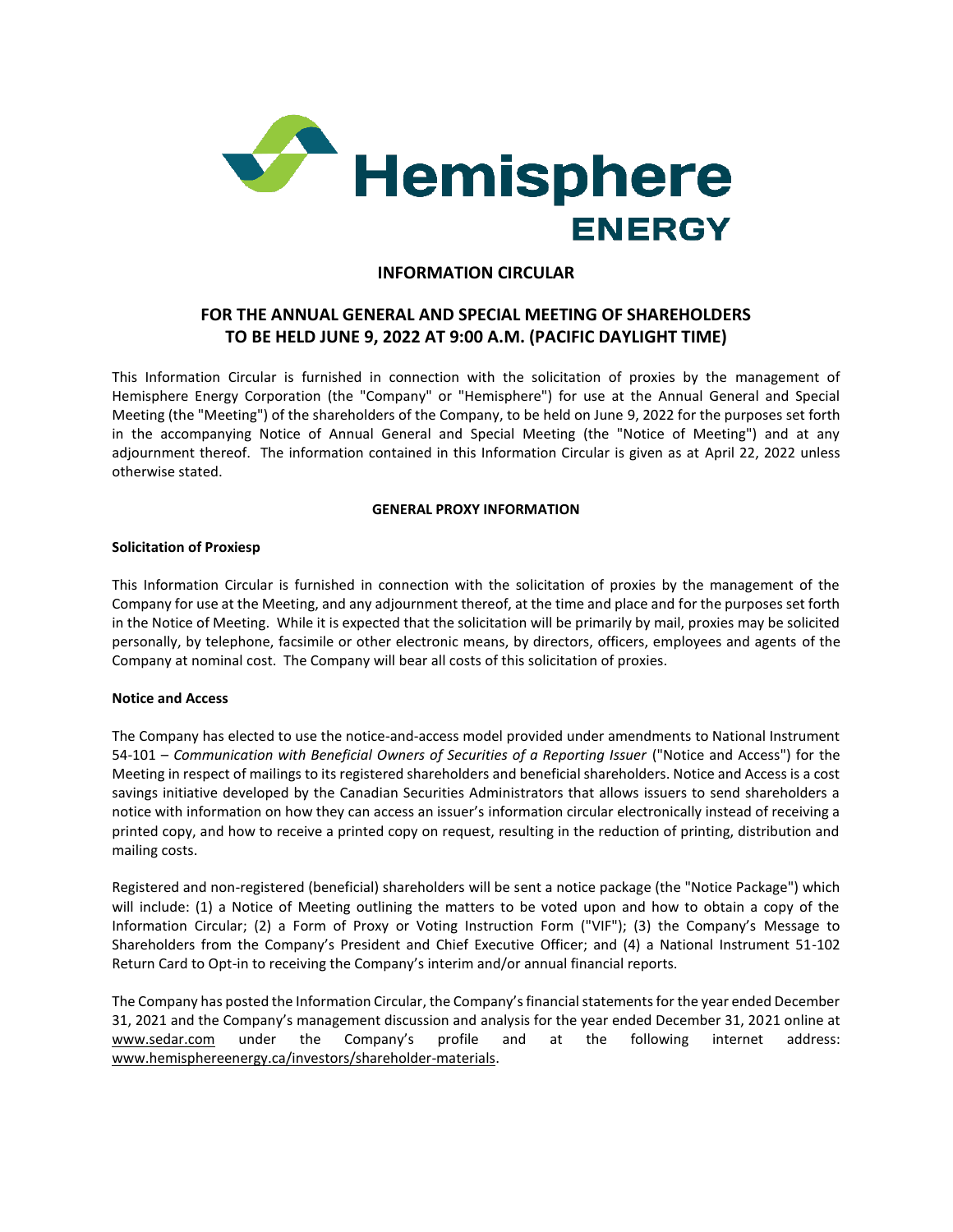Hemisphere ENERGY

# INFORMATION CIRCULAR

## FOR THE ANNUAL GENERAL AND SPECIAL MEETING OF SHAREHOLDERS TO BE HELD JUNE 9, 2022 AT 9:00 A.M. (PACIFIC DAYLIGHT TIME)

This Information Circular is furnished in connection with the solicitation of proxies by the management of Hemisphere Energy Corporation (the "Company" or "Hemisphere") for use at the Annual General and Special Meeting (the "Meeting") of the shareholders of the Company, to be held on June 9, 2022 for the purposes set forth in the accompanying Notice of Annual General and Special Meeting (the "Notice of Meeting") and at any adjournment thereof. The information contained in this Information Circular is given as at April 22, 2022 unless otherwise stated.

### GENERAL PROXY INFORMATION

**Solicitation of Proxiesp**

This Information Circular is furnished in connection with the solicitation of proxies by the management of the Company for use at the Meeting, and any adjournment thereof, at the time and place and for the purposes set forth in the Notice of Meeting. While it is expected that the solicitation will be primarily by mail, proxies may be solicited personally, by telephone, facsimile or other electronic means, by directors, officers, employees and agents of the Company at nominal cost. The Company will bear all costs of this solicitation of proxies.

**Notice and Access**

The Company has elected to use the notice-and-access model provided under amendments to National Instrument 54-101 – *Communication with Beneficial Owners of Securities of a Reporting Issuer* ("Notice and Access") for the Meeting in respect of mailings to its registered shareholders and beneficial shareholders. Notice and Access is a cost savings initiative developed by the Canadian Securities Administrators that allows issuers to send shareholders a notice with information on how they can access an issuer's information circular electronically instead of receiving a printed copy, and how to receive a printed copy on request, resulting in the reduction of printing, distribution and mailing costs.

Registered and non-registered (beneficial) shareholders will be sent a notice package (the "Notice Package") which will include: (1) a Notice of Meeting outlining the matters to be voted upon and how to obtain a copy of the Information Circular; (2) a Form of Proxy or Voting Instruction Form ("VIF"); (3) the Company's Message to Shareholders from the Company's President and Chief Executive Officer; and (4) a National Instrument 51-102 Return Card to Opt-in to receiving the Company's interim and/or annual financial reports.

The Company has posted the Information Circular, the Company's financial statements for the year ended December 31, 2021 and the Company's management discussion and analysis for the year ended December 31, 2021 online at www.sedar.com under the Company's profile and at the following internet address: www.hemisphereenergy.ca/investors/shareholder-materials.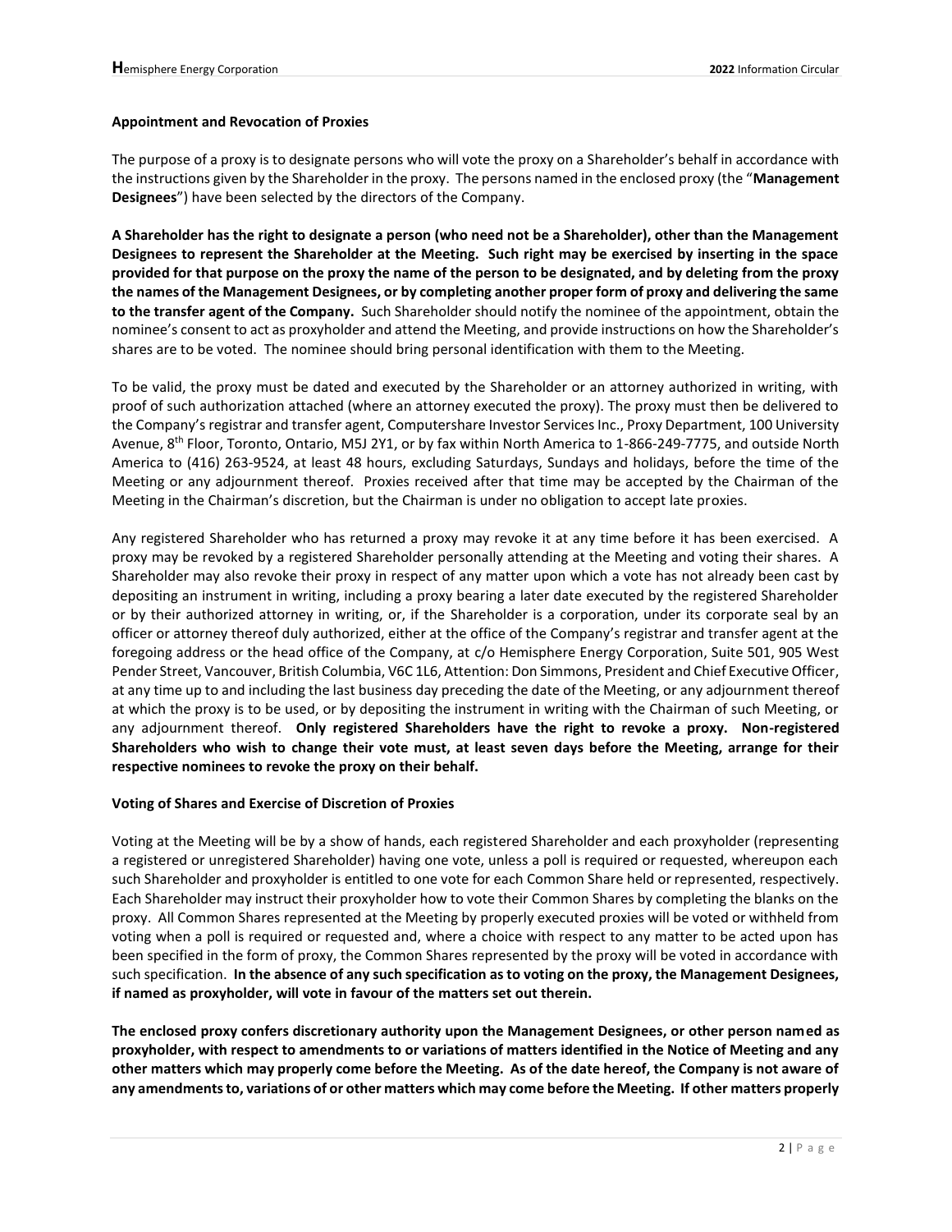**Appointment and Revocation of Proxies**

The purpose of a proxy is to designate persons who will vote the proxy on a Shareholder's behalf in accordance with the instructions given by the Shareholder in the proxy. The persons named in the enclosed proxy (the "**Management Designees**") have been selected by the directors of the Company.

**A Shareholder has the right to designate a person (who need not be a Shareholder), other than the Management Designees to represent the Shareholder at the Meeting. Such right may be exercised by inserting in the space provided for that purpose on the proxy the name of the person to be designated, and by deleting from the proxy the names of the Management Designees, or by completing another proper form of proxy and delivering the same to the transfer agent of the Company.** Such Shareholder should notify the nominee of the appointment, obtain the nominee's consent to act as proxyholder and attend the Meeting, and provide instructions on how the Shareholder's shares are to be voted. The nominee should bring personal identification with them to the Meeting.

To be valid, the proxy must be dated and executed by the Shareholder or an attorney authorized in writing, with proof of such authorization attached (where an attorney executed the proxy). The proxy must then be delivered to the Company's registrar and transfer agent, Computershare Investor Services Inc., Proxy Department, 100 University Avenue, 8th Floor, Toronto, Ontario, M5J 2Y1, or by fax within North America to 1-866-249-7775, and outside North America to (416) 263-9524, at least 48 hours, excluding Saturdays, Sundays and holidays, before the time of the Meeting or any adjournment thereof. Proxies received after that time may be accepted by the Chairman of the Meeting in the Chairman's discretion, but the Chairman is under no obligation to accept late proxies.

Any registered Shareholder who has returned a proxy may revoke it at any time before it has been exercised. A proxy may be revoked by a registered Shareholder personally attending at the Meeting and voting their shares. A Shareholder may also revoke their proxy in respect of any matter upon which a vote has not already been cast by depositing an instrument in writing, including a proxy bearing a later date executed by the registered Shareholder or by their authorized attorney in writing, or, if the Shareholder is a corporation, under its corporate seal by an officer or attorney thereof duly authorized, either at the office of the Company's registrar and transfer agent at the foregoing address or the head office of the Company, at c/o Hemisphere Energy Corporation, Suite 501, 905 West Pender Street, Vancouver, British Columbia, V6C 1L6, Attention: Don Simmons, President and Chief Executive Officer, at any time up to and including the last business day preceding the date of the Meeting, or any adjournment thereof at which the proxy is to be used, or by depositing the instrument in writing with the Chairman of such Meeting, or any adjournment thereof. **Only registered Shareholders have the right to revoke a proxy. Non-registered Shareholders who wish to change their vote must, at least seven days before the Meeting, arrange for their respective nominees to revoke the proxy on their behalf.**

**Voting of Shares and Exercise of Discretion of Proxies**

Voting at the Meeting will be by a show of hands, each registered Shareholder and each proxyholder (representing a registered or unregistered Shareholder) having one vote, unless a poll is required or requested, whereupon each such Shareholder and proxyholder is entitled to one vote for each Common Share held or represented, respectively. Each Shareholder may instruct their proxyholder how to vote their Common Shares by completing the blanks on the proxy. All Common Shares represented at the Meeting by properly executed proxies will be voted or withheld from voting when a poll is required or requested and, where a choice with respect to any matter to be acted upon has been specified in the form of proxy, the Common Shares represented by the proxy will be voted in accordance with such specification. **In the absence of any such specification as to voting on the proxy, the Management Designees, if named as proxyholder, will vote in favour of the matters set out therein.**

**The enclosed proxy confers discretionary authority upon the Management Designees, or other person named as proxyholder, with respect to amendments to or variations of matters identified in the Notice of Meeting and any other matters which may properly come before the Meeting. As of the date hereof, the Company is not aware of any amendments to, variations of or other matters which may come before the Meeting. If other matters properly**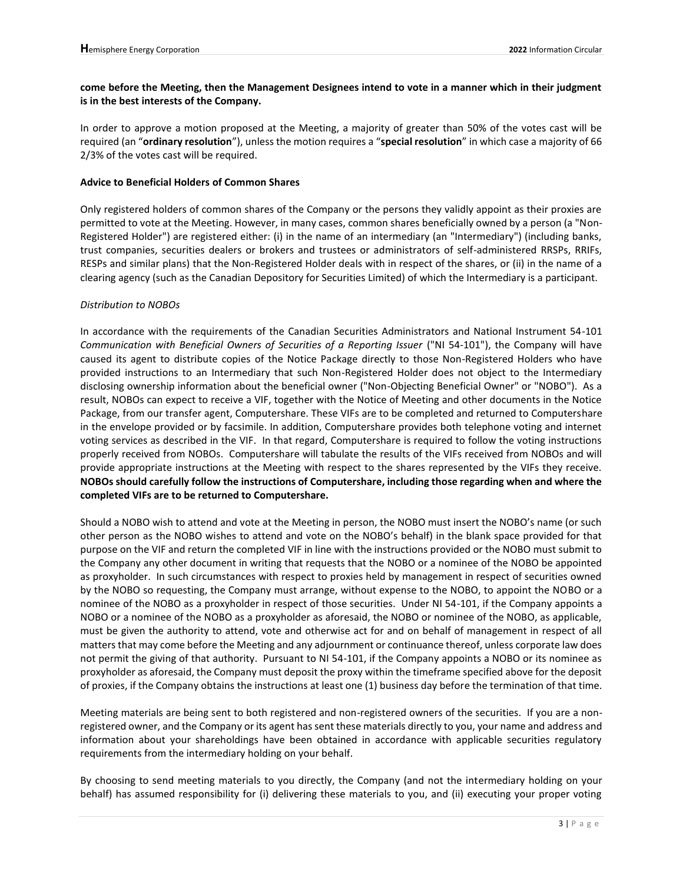**come before the Meeting, then the Management Designees intend to vote in a manner which in their judgment is in the best interests of the Company.**

In order to approve a motion proposed at the Meeting, a majority of greater than 50% of the votes cast will be required (an "**ordinary resolution**"), unless the motion requires a "**special resolution**" in which case a majority of 66 2/3% of the votes cast will be required.

**Advice to Beneficial Holders of Common Shares**

Only registered holders of common shares of the Company or the persons they validly appoint as their proxies are permitted to vote at the Meeting. However, in many cases, common shares beneficially owned by a person (a "Non-Registered Holder") are registered either: (i) in the name of an intermediary (an "Intermediary") (including banks, trust companies, securities dealers or brokers and trustees or administrators of self-administered RRSPs, RRIFs, RESPs and similar plans) that the Non-Registered Holder deals with in respect of the shares, or (ii) in the name of a clearing agency (such as the Canadian Depository for Securities Limited) of which the Intermediary is a participant.

*Distribution to NOBOs*

In accordance with the requirements of the Canadian Securities Administrators and National Instrument 54-101 *Communication with Beneficial Owners of Securities of a Reporting Issuer* ("NI 54-101"), the Company will have caused its agent to distribute copies of the Notice Package directly to those Non-Registered Holders who have provided instructions to an Intermediary that such Non-Registered Holder does not object to the Intermediary disclosing ownership information about the beneficial owner ("Non-Objecting Beneficial Owner" or "NOBO"). As a result, NOBOs can expect to receive a VIF, together with the Notice of Meeting and other documents in the Notice Package, from our transfer agent, Computershare. These VIFs are to be completed and returned to Computershare in the envelope provided or by facsimile. In addition, Computershare provides both telephone voting and internet voting services as described in the VIF. In that regard, Computershare is required to follow the voting instructions properly received from NOBOs. Computershare will tabulate the results of the VIFs received from NOBOs and will provide appropriate instructions at the Meeting with respect to the shares represented by the VIFs they receive. **NOBOs should carefully follow the instructions of Computershare, including those regarding when and where the completed VIFs are to be returned to Computershare.**

Should a NOBO wish to attend and vote at the Meeting in person, the NOBO must insert the NOBO's name (or such other person as the NOBO wishes to attend and vote on the NOBO's behalf) in the blank space provided for that purpose on the VIF and return the completed VIF in line with the instructions provided or the NOBO must submit to the Company any other document in writing that requests that the NOBO or a nominee of the NOBO be appointed as proxyholder. In such circumstances with respect to proxies held by management in respect of securities owned by the NOBO so requesting, the Company must arrange, without expense to the NOBO, to appoint the NOBO or a nominee of the NOBO as a proxyholder in respect of those securities. Under NI 54-101, if the Company appoints a NOBO or a nominee of the NOBO as a proxyholder as aforesaid, the NOBO or nominee of the NOBO, as applicable, must be given the authority to attend, vote and otherwise act for and on behalf of management in respect of all matters that may come before the Meeting and any adjournment or continuance thereof, unless corporate law does not permit the giving of that authority. Pursuant to NI 54-101, if the Company appoints a NOBO or its nominee as proxyholder as aforesaid, the Company must deposit the proxy within the timeframe specified above for the deposit of proxies, if the Company obtains the instructions at least one (1) business day before the termination of that time.

Meeting materials are being sent to both registered and non-registered owners of the securities. If you are a non-registered owner, and the Company or its agent has sent these materials directly to you, your name and address and information about your shareholdings have been obtained in accordance with applicable securities regulatory requirements from the intermediary holding on your behalf.

By choosing to send meeting materials to you directly, the Company (and not the intermediary holding on your behalf) has assumed responsibility for (i) delivering these materials to you, and (ii) executing your proper voting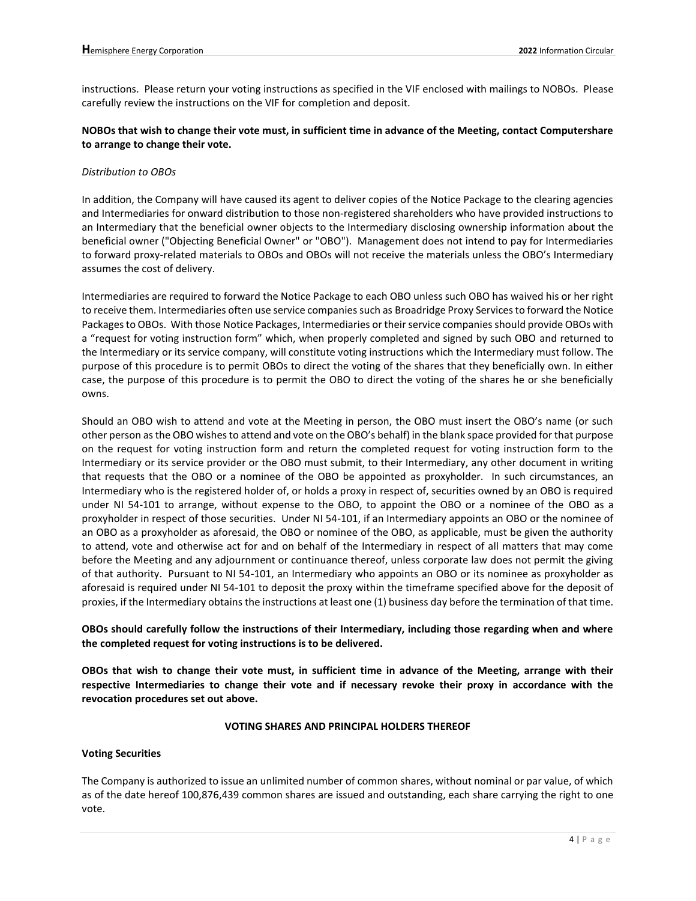instructions. Please return your voting instructions as specified in the VIF enclosed with mailings to NOBOs. Please carefully review the instructions on the VIF for completion and deposit.

**NOBOs that wish to change their vote must, in sufficient time in advance of the Meeting, contact Computershare to arrange to change their vote.**

*Distribution to OBOs*

In addition, the Company will have caused its agent to deliver copies of the Notice Package to the clearing agencies and Intermediaries for onward distribution to those non-registered shareholders who have provided instructions to an Intermediary that the beneficial owner objects to the Intermediary disclosing ownership information about the beneficial owner ("Objecting Beneficial Owner" or "OBO"). Management does not intend to pay for Intermediaries to forward proxy-related materials to OBOs and OBOs will not receive the materials unless the OBO's Intermediary assumes the cost of delivery.

Intermediaries are required to forward the Notice Package to each OBO unless such OBO has waived his or her right to receive them. Intermediaries often use service companies such as Broadridge Proxy Services to forward the Notice Packages to OBOs. With those Notice Packages, Intermediaries or their service companies should provide OBOs with a "request for voting instruction form" which, when properly completed and signed by such OBO and returned to the Intermediary or its service company, will constitute voting instructions which the Intermediary must follow. The purpose of this procedure is to permit OBOs to direct the voting of the shares that they beneficially own. In either case, the purpose of this procedure is to permit the OBO to direct the voting of the shares he or she beneficially owns.

Should an OBO wish to attend and vote at the Meeting in person, the OBO must insert the OBO's name (or such other person as the OBO wishes to attend and vote on the OBO's behalf) in the blank space provided for that purpose on the request for voting instruction form and return the completed request for voting instruction form to the Intermediary or its service provider or the OBO must submit, to their Intermediary, any other document in writing that requests that the OBO or a nominee of the OBO be appointed as proxyholder. In such circumstances, an Intermediary who is the registered holder of, or holds a proxy in respect of, securities owned by an OBO is required under NI 54-101 to arrange, without expense to the OBO, to appoint the OBO or a nominee of the OBO as a proxyholder in respect of those securities. Under NI 54-101, if an Intermediary appoints an OBO or the nominee of an OBO as a proxyholder as aforesaid, the OBO or nominee of the OBO, as applicable, must be given the authority to attend, vote and otherwise act for and on behalf of the Intermediary in respect of all matters that may come before the Meeting and any adjournment or continuance thereof, unless corporate law does not permit the giving of that authority. Pursuant to NI 54-101, an Intermediary who appoints an OBO or its nominee as proxyholder as aforesaid is required under NI 54-101 to deposit the proxy within the timeframe specified above for the deposit of proxies, if the Intermediary obtains the instructions at least one (1) business day before the termination of that time.

**OBOs should carefully follow the instructions of their Intermediary, including those regarding when and where the completed request for voting instructions is to be delivered.**

**OBOs that wish to change their vote must, in sufficient time in advance of the Meeting, arrange with their respective Intermediaries to change their vote and if necessary revoke their proxy in accordance with the revocation procedures set out above.**

## VOTING SHARES AND PRINCIPAL HOLDERS THEREOF

### Voting Securities

The Company is authorized to issue an unlimited number of common shares, without nominal or par value, of which as of the date hereof 100,876,439 common shares are issued and outstanding, each share carrying the right to one vote.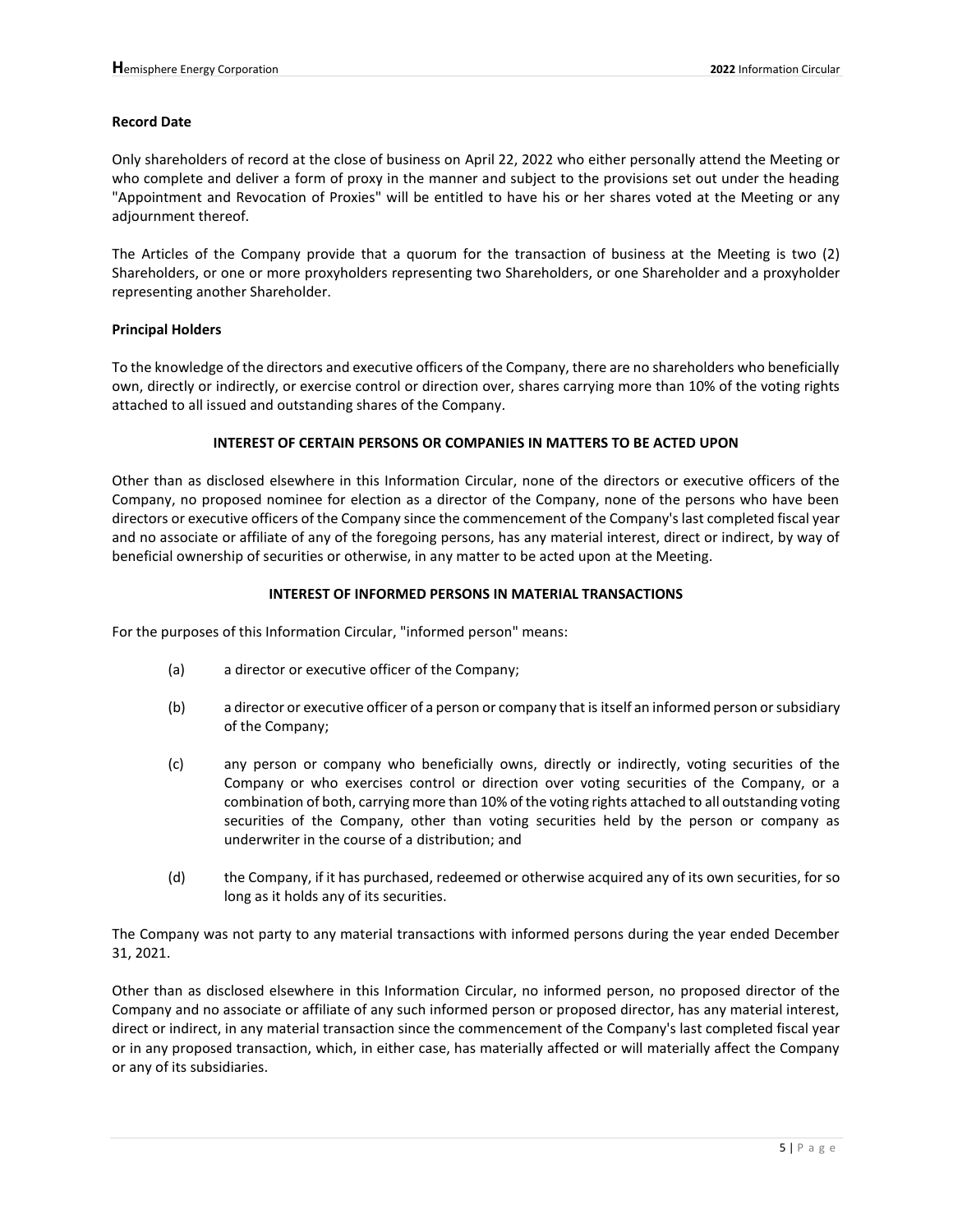**Record Date**

Only shareholders of record at the close of business on April 22, 2022 who either personally attend the Meeting or who complete and deliver a form of proxy in the manner and subject to the provisions set out under the heading "Appointment and Revocation of Proxies" will be entitled to have his or her shares voted at the Meeting or any adjournment thereof.

The Articles of the Company provide that a quorum for the transaction of business at the Meeting is two (2) Shareholders, or one or more proxyholders representing two Shareholders, or one Shareholder and a proxyholder representing another Shareholder.

**Principal Holders**

To the knowledge of the directors and executive officers of the Company, there are no shareholders who beneficially own, directly or indirectly, or exercise control or direction over, shares carrying more than 10% of the voting rights attached to all issued and outstanding shares of the Company.

## INTEREST OF CERTAIN PERSONS OR COMPANIES IN MATTERS TO BE ACTED UPON

Other than as disclosed elsewhere in this Information Circular, none of the directors or executive officers of the Company, no proposed nominee for election as a director of the Company, none of the persons who have been directors or executive officers of the Company since the commencement of the Company's last completed fiscal year and no associate or affiliate of any of the foregoing persons, has any material interest, direct or indirect, by way of beneficial ownership of securities or otherwise, in any matter to be acted upon at the Meeting.

## INTEREST OF INFORMED PERSONS IN MATERIAL TRANSACTIONS

For the purposes of this Information Circular, "informed person" means:

(a) a director or executive officer of the Company;

(b) a director or executive officer of a person or company that is itself an informed person or subsidiary of the Company;

(c) any person or company who beneficially owns, directly or indirectly, voting securities of the Company or who exercises control or direction over voting securities of the Company, or a combination of both, carrying more than 10% of the voting rights attached to all outstanding voting securities of the Company, other than voting securities held by the person or company as underwriter in the course of a distribution; and

(d) the Company, if it has purchased, redeemed or otherwise acquired any of its own securities, for so long as it holds any of its securities.

The Company was not party to any material transactions with informed persons during the year ended December 31, 2021.

Other than as disclosed elsewhere in this Information Circular, no informed person, no proposed director of the Company and no associate or affiliate of any such informed person or proposed director, has any material interest, direct or indirect, in any material transaction since the commencement of the Company's last completed fiscal year or in any proposed transaction, which, in either case, has materially affected or will materially affect the Company or any of its subsidiaries.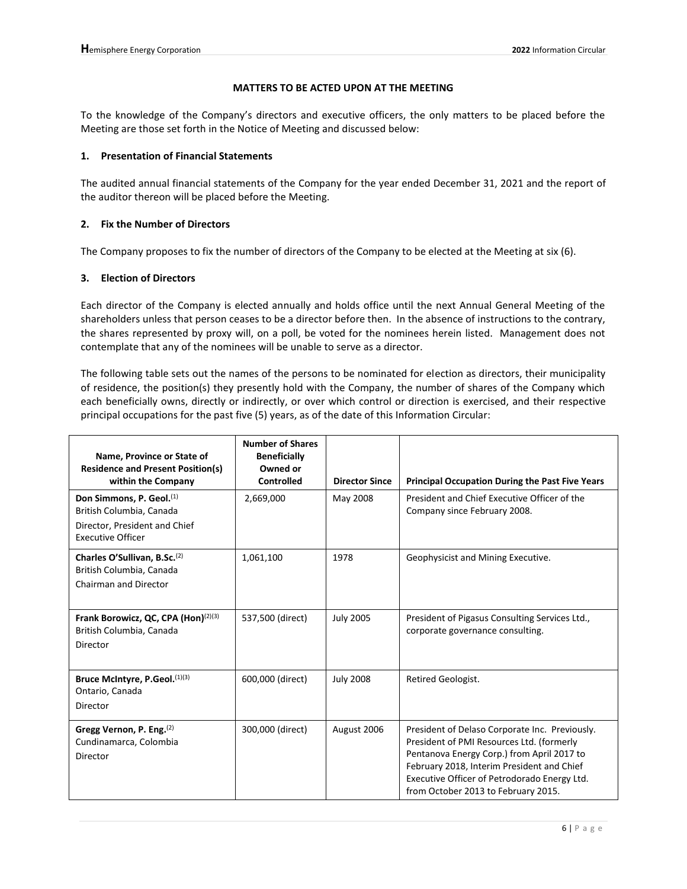## MATTERS TO BE ACTED UPON AT THE MEETING

To the knowledge of the Company's directors and executive officers, the only matters to be placed before the Meeting are those set forth in the Notice of Meeting and discussed below:

### 1. Presentation of Financial Statements

The audited annual financial statements of the Company for the year ended December 31, 2021 and the report of the auditor thereon will be placed before the Meeting.

### 2. Fix the Number of Directors

The Company proposes to fix the number of directors of the Company to be elected at the Meeting at six (6).

### 3. Election of Directors

Each director of the Company is elected annually and holds office until the next Annual General Meeting of the shareholders unless that person ceases to be a director before then. In the absence of instructions to the contrary, the shares represented by proxy will, on a poll, be voted for the nominees herein listed. Management does not contemplate that any of the nominees will be unable to serve as a director.

The following table sets out the names of the persons to be nominated for election as directors, their municipality of residence, the position(s) they presently hold with the Company, the number of shares of the Company which each beneficially owns, directly or indirectly, or over which control or direction is exercised, and their respective principal occupations for the past five (5) years, as of the date of this Information Circular:

| Name, Province or State of Residence and Present Position(s) within the Company | Number of Shares Beneficially Owned or Controlled | Director Since | Principal Occupation During the Past Five Years |
|---|---|---|---|
| **Don Simmons, P. Geol.**(1)<br>British Columbia, Canada<br>Director, President and Chief Executive Officer | 2,669,000 | May 2008 | President and Chief Executive Officer of the Company since February 2008. |
| **Charles O'Sullivan, B.Sc.**(2)<br>British Columbia, Canada<br>Chairman and Director | 1,061,100 | 1978 | Geophysicist and Mining Executive. |
| **Frank Borowicz, QC, CPA (Hon)**(2)(3)<br>British Columbia, Canada<br>Director | 537,500 (direct) | July 2005 | President of Pigasus Consulting Services Ltd., corporate governance consulting. |
| **Bruce McIntyre, P.Geol.**(1)(3)<br>Ontario, Canada<br>Director | 600,000 (direct) | July 2008 | Retired Geologist. |
| **Gregg Vernon, P. Eng.**(2)<br>Cundinamarca, Colombia<br>Director | 300,000 (direct) | August 2006 | President of Delaso Corporate Inc. Previously. President of PMI Resources Ltd. (formerly Pentanova Energy Corp.) from April 2017 to February 2018, Interim President and Chief Executive Officer of Petrodorado Energy Ltd. from October 2013 to February 2015. |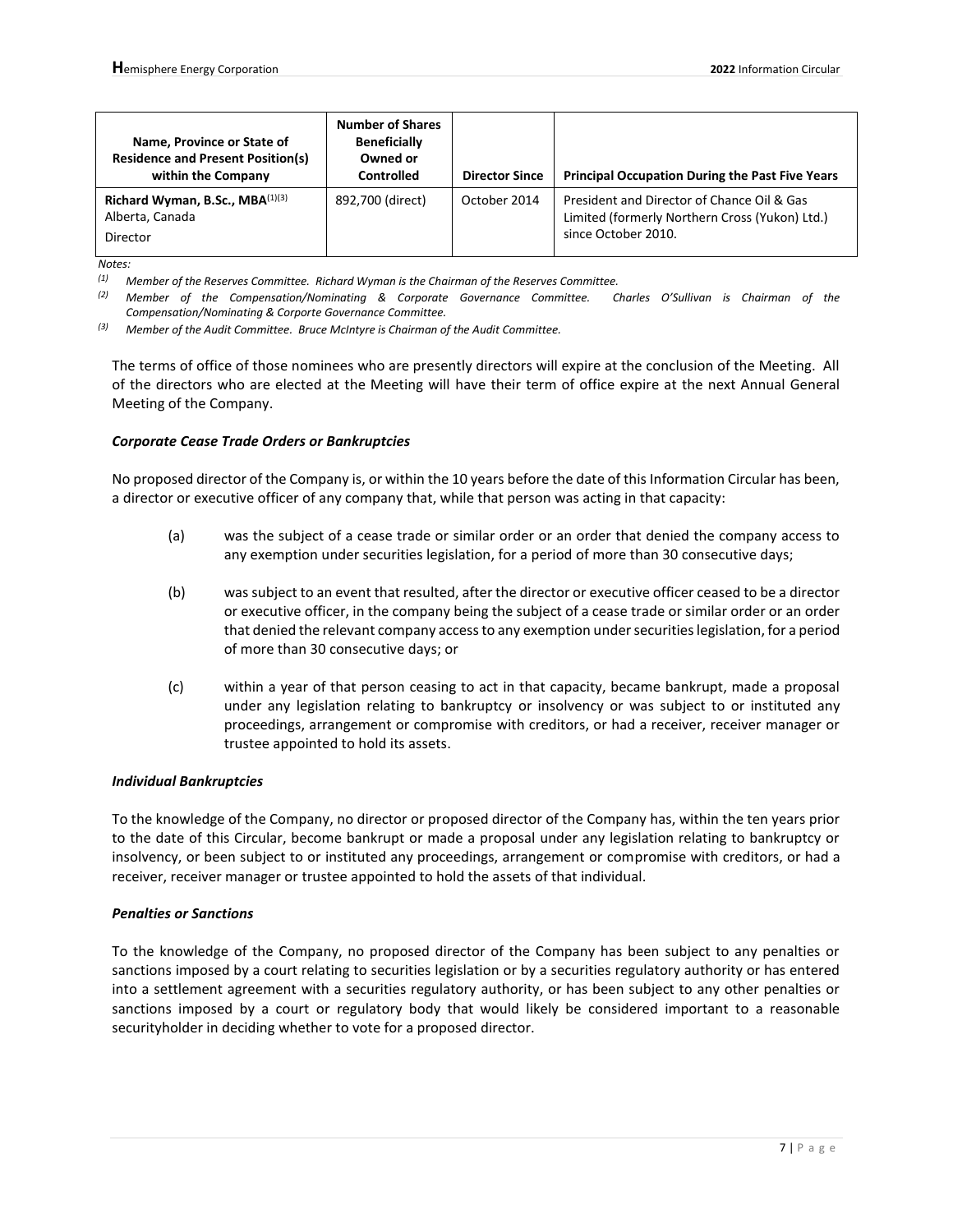| Name, Province or State of Residence and Present Position(s) within the Company | Number of Shares Beneficially Owned or Controlled | Director Since | Principal Occupation During the Past Five Years |
|---|---|---|---|
| **Richard Wyman, B.Sc., MBA**(1)(3)<br>Alberta, Canada<br>Director | 892,700 (direct) | October 2014 | President and Director of Chance Oil & Gas Limited (formerly Northern Cross (Yukon) Ltd.) since October 2010. |

*Notes:*

*(1) Member of the Reserves Committee. Richard Wyman is the Chairman of the Reserves Committee.*

*(2) Member of the Compensation/Nominating & Corporate Governance Committee. Charles O'Sullivan is Chairman of the Compensation/Nominating & Corporte Governance Committee.*

*(3) Member of the Audit Committee. Bruce McIntyre is Chairman of the Audit Committee.*

The terms of office of those nominees who are presently directors will expire at the conclusion of the Meeting. All of the directors who are elected at the Meeting will have their term of office expire at the next Annual General Meeting of the Company.

### *Corporate Cease Trade Orders or Bankruptcies*

No proposed director of the Company is, or within the 10 years before the date of this Information Circular has been, a director or executive officer of any company that, while that person was acting in that capacity:

(a) was the subject of a cease trade or similar order or an order that denied the company access to any exemption under securities legislation, for a period of more than 30 consecutive days;

(b) was subject to an event that resulted, after the director or executive officer ceased to be a director or executive officer, in the company being the subject of a cease trade or similar order or an order that denied the relevant company access to any exemption under securities legislation, for a period of more than 30 consecutive days; or

(c) within a year of that person ceasing to act in that capacity, became bankrupt, made a proposal under any legislation relating to bankruptcy or insolvency or was subject to or instituted any proceedings, arrangement or compromise with creditors, or had a receiver, receiver manager or trustee appointed to hold its assets.

### *Individual Bankruptcies*

To the knowledge of the Company, no director or proposed director of the Company has, within the ten years prior to the date of this Circular, become bankrupt or made a proposal under any legislation relating to bankruptcy or insolvency, or been subject to or instituted any proceedings, arrangement or compromise with creditors, or had a receiver, receiver manager or trustee appointed to hold the assets of that individual.

### *Penalties or Sanctions*

To the knowledge of the Company, no proposed director of the Company has been subject to any penalties or sanctions imposed by a court relating to securities legislation or by a securities regulatory authority or has entered into a settlement agreement with a securities regulatory authority, or has been subject to any other penalties or sanctions imposed by a court or regulatory body that would likely be considered important to a reasonable securityholder in deciding whether to vote for a proposed director.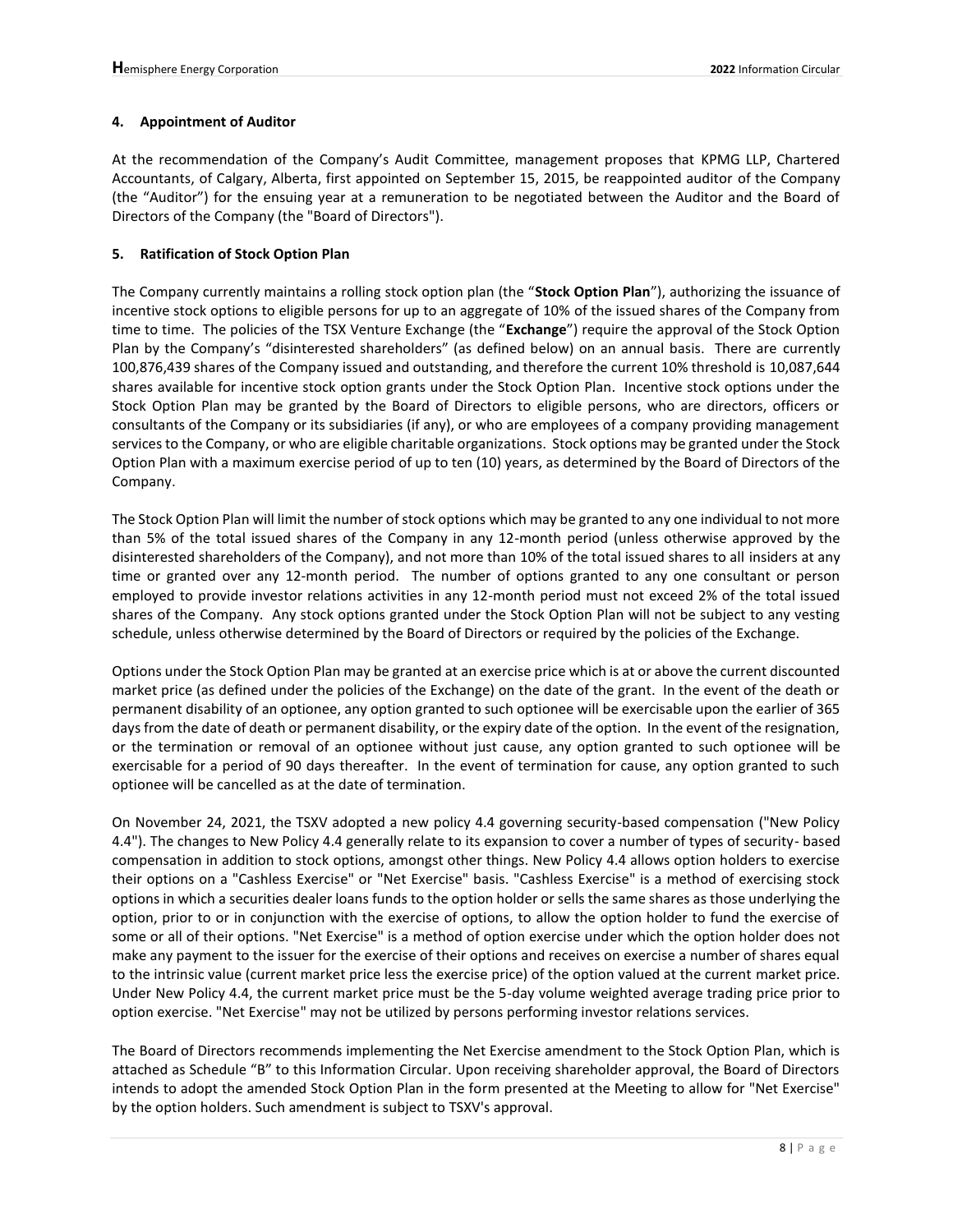## 4. Appointment of Auditor

At the recommendation of the Company's Audit Committee, management proposes that KPMG LLP, Chartered Accountants, of Calgary, Alberta, first appointed on September 15, 2015, be reappointed auditor of the Company (the "Auditor") for the ensuing year at a remuneration to be negotiated between the Auditor and the Board of Directors of the Company (the "Board of Directors").

## 5. Ratification of Stock Option Plan

The Company currently maintains a rolling stock option plan (the "**Stock Option Plan**"), authorizing the issuance of incentive stock options to eligible persons for up to an aggregate of 10% of the issued shares of the Company from time to time. The policies of the TSX Venture Exchange (the "**Exchange**") require the approval of the Stock Option Plan by the Company's "disinterested shareholders" (as defined below) on an annual basis. There are currently 100,876,439 shares of the Company issued and outstanding, and therefore the current 10% threshold is 10,087,644 shares available for incentive stock option grants under the Stock Option Plan. Incentive stock options under the Stock Option Plan may be granted by the Board of Directors to eligible persons, who are directors, officers or consultants of the Company or its subsidiaries (if any), or who are employees of a company providing management services to the Company, or who are eligible charitable organizations. Stock options may be granted under the Stock Option Plan with a maximum exercise period of up to ten (10) years, as determined by the Board of Directors of the Company.

The Stock Option Plan will limit the number of stock options which may be granted to any one individual to not more than 5% of the total issued shares of the Company in any 12-month period (unless otherwise approved by the disinterested shareholders of the Company), and not more than 10% of the total issued shares to all insiders at any time or granted over any 12-month period. The number of options granted to any one consultant or person employed to provide investor relations activities in any 12-month period must not exceed 2% of the total issued shares of the Company. Any stock options granted under the Stock Option Plan will not be subject to any vesting schedule, unless otherwise determined by the Board of Directors or required by the policies of the Exchange.

Options under the Stock Option Plan may be granted at an exercise price which is at or above the current discounted market price (as defined under the policies of the Exchange) on the date of the grant. In the event of the death or permanent disability of an optionee, any option granted to such optionee will be exercisable upon the earlier of 365 days from the date of death or permanent disability, or the expiry date of the option. In the event of the resignation, or the termination or removal of an optionee without just cause, any option granted to such optionee will be exercisable for a period of 90 days thereafter. In the event of termination for cause, any option granted to such optionee will be cancelled as at the date of termination.

On November 24, 2021, the TSXV adopted a new policy 4.4 governing security-based compensation ("New Policy 4.4"). The changes to New Policy 4.4 generally relate to its expansion to cover a number of types of security- based compensation in addition to stock options, amongst other things. New Policy 4.4 allows option holders to exercise their options on a "Cashless Exercise" or "Net Exercise" basis. "Cashless Exercise" is a method of exercising stock options in which a securities dealer loans funds to the option holder or sells the same shares as those underlying the option, prior to or in conjunction with the exercise of options, to allow the option holder to fund the exercise of some or all of their options. "Net Exercise" is a method of option exercise under which the option holder does not make any payment to the issuer for the exercise of their options and receives on exercise a number of shares equal to the intrinsic value (current market price less the exercise price) of the option valued at the current market price. Under New Policy 4.4, the current market price must be the 5-day volume weighted average trading price prior to option exercise. "Net Exercise" may not be utilized by persons performing investor relations services.

The Board of Directors recommends implementing the Net Exercise amendment to the Stock Option Plan, which is attached as Schedule "B" to this Information Circular. Upon receiving shareholder approval, the Board of Directors intends to adopt the amended Stock Option Plan in the form presented at the Meeting to allow for "Net Exercise" by the option holders. Such amendment is subject to TSXV's approval.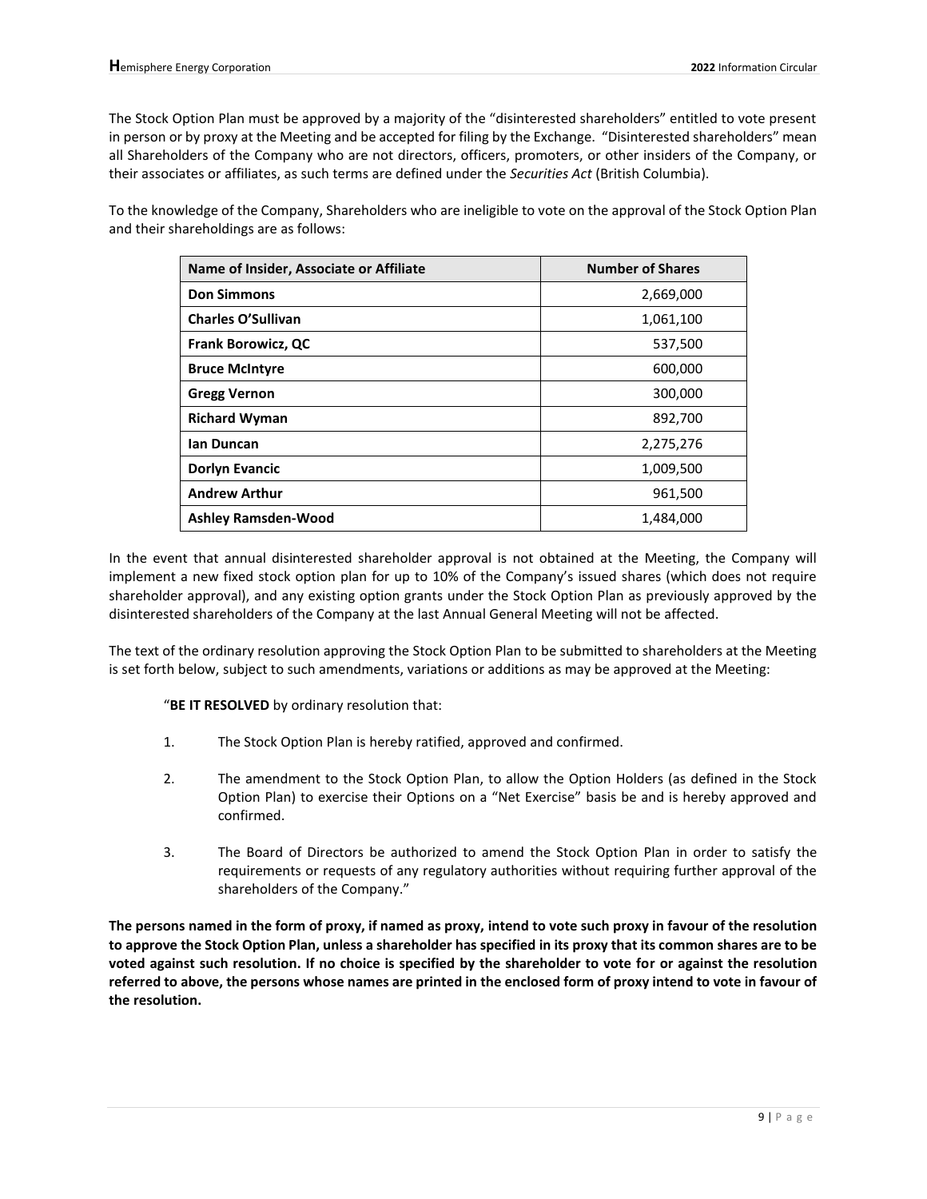The Stock Option Plan must be approved by a majority of the "disinterested shareholders" entitled to vote present in person or by proxy at the Meeting and be accepted for filing by the Exchange. "Disinterested shareholders" mean all Shareholders of the Company who are not directors, officers, promoters, or other insiders of the Company, or their associates or affiliates, as such terms are defined under the *Securities Act* (British Columbia).

To the knowledge of the Company, Shareholders who are ineligible to vote on the approval of the Stock Option Plan and their shareholdings are as follows:

| Name of Insider, Associate or Affiliate | Number of Shares |
|---|---|
| **Don Simmons** | 2,669,000 |
| **Charles O'Sullivan** | 1,061,100 |
| **Frank Borowicz, QC** | 537,500 |
| **Bruce McIntyre** | 600,000 |
| **Gregg Vernon** | 300,000 |
| **Richard Wyman** | 892,700 |
| **Ian Duncan** | 2,275,276 |
| **Dorlyn Evancic** | 1,009,500 |
| **Andrew Arthur** | 961,500 |
| **Ashley Ramsden-Wood** | 1,484,000 |

In the event that annual disinterested shareholder approval is not obtained at the Meeting, the Company will implement a new fixed stock option plan for up to 10% of the Company's issued shares (which does not require shareholder approval), and any existing option grants under the Stock Option Plan as previously approved by the disinterested shareholders of the Company at the last Annual General Meeting will not be affected.

The text of the ordinary resolution approving the Stock Option Plan to be submitted to shareholders at the Meeting is set forth below, subject to such amendments, variations or additions as may be approved at the Meeting:

> "**BE IT RESOLVED** by ordinary resolution that:
>
> 1. The Stock Option Plan is hereby ratified, approved and confirmed.
>
> 2. The amendment to the Stock Option Plan, to allow the Option Holders (as defined in the Stock Option Plan) to exercise their Options on a "Net Exercise" basis be and is hereby approved and confirmed.
>
> 3. The Board of Directors be authorized to amend the Stock Option Plan in order to satisfy the requirements or requests of any regulatory authorities without requiring further approval of the shareholders of the Company."

**The persons named in the form of proxy, if named as proxy, intend to vote such proxy in favour of the resolution to approve the Stock Option Plan, unless a shareholder has specified in its proxy that its common shares are to be voted against such resolution. If no choice is specified by the shareholder to vote for or against the resolution referred to above, the persons whose names are printed in the enclosed form of proxy intend to vote in favour of the resolution.**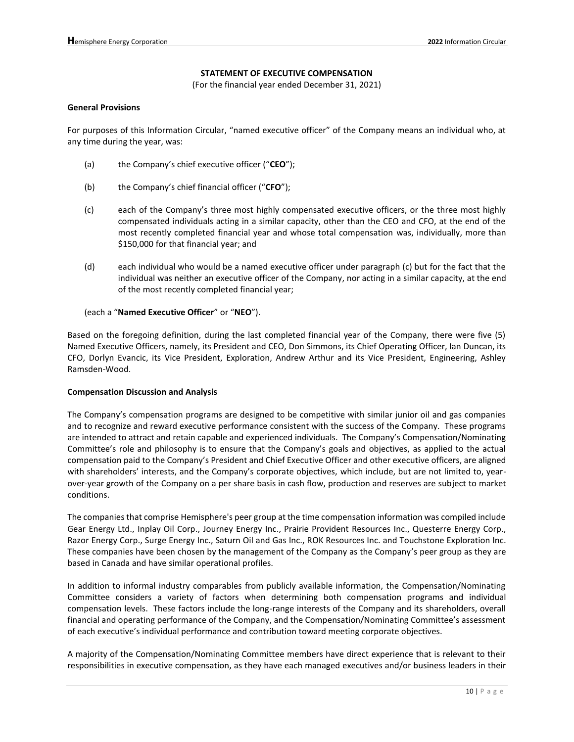## STATEMENT OF EXECUTIVE COMPENSATION

(For the financial year ended December 31, 2021)

### General Provisions

For purposes of this Information Circular, "named executive officer" of the Company means an individual who, at any time during the year, was:

(a) the Company's chief executive officer ("**CEO**");

(b) the Company's chief financial officer ("**CFO**");

(c) each of the Company's three most highly compensated executive officers, or the three most highly compensated individuals acting in a similar capacity, other than the CEO and CFO, at the end of the most recently completed financial year and whose total compensation was, individually, more than $150,000 for that financial year; and

(d) each individual who would be a named executive officer under paragraph (c) but for the fact that the individual was neither an executive officer of the Company, nor acting in a similar capacity, at the end of the most recently completed financial year;

(each a "**Named Executive Officer**" or "**NEO**").

Based on the foregoing definition, during the last completed financial year of the Company, there were five (5) Named Executive Officers, namely, its President and CEO, Don Simmons, its Chief Operating Officer, Ian Duncan, its CFO, Dorlyn Evancic, its Vice President, Exploration, Andrew Arthur and its Vice President, Engineering, Ashley Ramsden-Wood.

### Compensation Discussion and Analysis

The Company's compensation programs are designed to be competitive with similar junior oil and gas companies and to recognize and reward executive performance consistent with the success of the Company. These programs are intended to attract and retain capable and experienced individuals. The Company's Compensation/Nominating Committee's role and philosophy is to ensure that the Company's goals and objectives, as applied to the actual compensation paid to the Company's President and Chief Executive Officer and other executive officers, are aligned with shareholders' interests, and the Company's corporate objectives, which include, but are not limited to, year-over-year growth of the Company on a per share basis in cash flow, production and reserves are subject to market conditions.

The companies that comprise Hemisphere's peer group at the time compensation information was compiled include Gear Energy Ltd., Inplay Oil Corp., Journey Energy Inc., Prairie Provident Resources Inc., Questerre Energy Corp., Razor Energy Corp., Surge Energy Inc., Saturn Oil and Gas Inc., ROK Resources Inc. and Touchstone Exploration Inc. These companies have been chosen by the management of the Company as the Company's peer group as they are based in Canada and have similar operational profiles.

In addition to informal industry comparables from publicly available information, the Compensation/Nominating Committee considers a variety of factors when determining both compensation programs and individual compensation levels. These factors include the long-range interests of the Company and its shareholders, overall financial and operating performance of the Company, and the Compensation/Nominating Committee's assessment of each executive's individual performance and contribution toward meeting corporate objectives.

A majority of the Compensation/Nominating Committee members have direct experience that is relevant to their responsibilities in executive compensation, as they have each managed executives and/or business leaders in their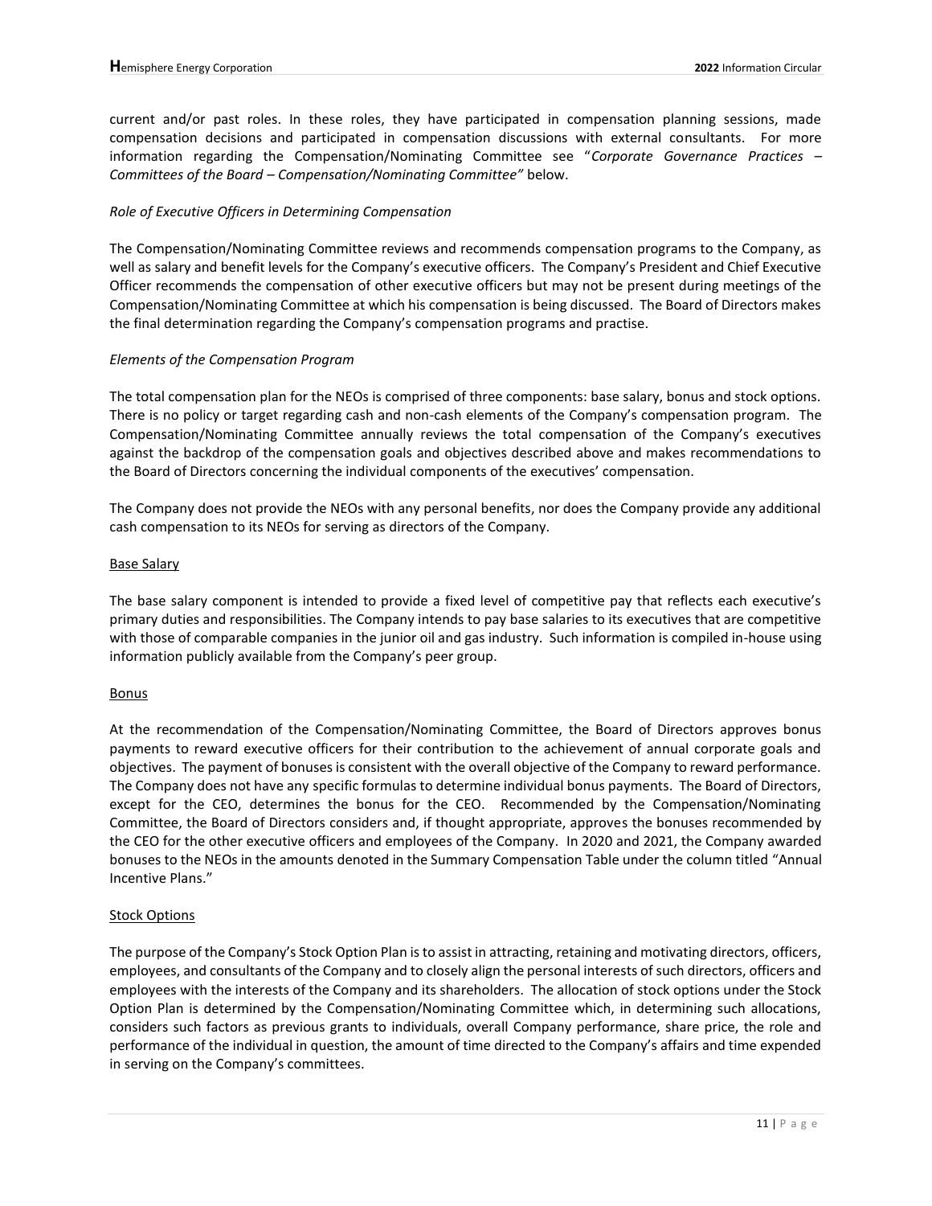current and/or past roles. In these roles, they have participated in compensation planning sessions, made compensation decisions and participated in compensation discussions with external consultants. For more information regarding the Compensation/Nominating Committee see "*Corporate Governance Practices – Committees of the Board – Compensation/Nominating Committee"* below.

*Role of Executive Officers in Determining Compensation*

The Compensation/Nominating Committee reviews and recommends compensation programs to the Company, as well as salary and benefit levels for the Company's executive officers. The Company's President and Chief Executive Officer recommends the compensation of other executive officers but may not be present during meetings of the Compensation/Nominating Committee at which his compensation is being discussed. The Board of Directors makes the final determination regarding the Company's compensation programs and practise.

*Elements of the Compensation Program*

The total compensation plan for the NEOs is comprised of three components: base salary, bonus and stock options. There is no policy or target regarding cash and non-cash elements of the Company's compensation program. The Compensation/Nominating Committee annually reviews the total compensation of the Company's executives against the backdrop of the compensation goals and objectives described above and makes recommendations to the Board of Directors concerning the individual components of the executives' compensation.

The Company does not provide the NEOs with any personal benefits, nor does the Company provide any additional cash compensation to its NEOs for serving as directors of the Company.

<u>Base Salary</u>

The base salary component is intended to provide a fixed level of competitive pay that reflects each executive's primary duties and responsibilities. The Company intends to pay base salaries to its executives that are competitive with those of comparable companies in the junior oil and gas industry. Such information is compiled in-house using information publicly available from the Company's peer group.

<u>Bonus</u>

At the recommendation of the Compensation/Nominating Committee, the Board of Directors approves bonus payments to reward executive officers for their contribution to the achievement of annual corporate goals and objectives. The payment of bonuses is consistent with the overall objective of the Company to reward performance. The Company does not have any specific formulas to determine individual bonus payments. The Board of Directors, except for the CEO, determines the bonus for the CEO. Recommended by the Compensation/Nominating Committee, the Board of Directors considers and, if thought appropriate, approves the bonuses recommended by the CEO for the other executive officers and employees of the Company. In 2020 and 2021, the Company awarded bonuses to the NEOs in the amounts denoted in the Summary Compensation Table under the column titled "Annual Incentive Plans."

<u>Stock Options</u>

The purpose of the Company's Stock Option Plan is to assist in attracting, retaining and motivating directors, officers, employees, and consultants of the Company and to closely align the personal interests of such directors, officers and employees with the interests of the Company and its shareholders. The allocation of stock options under the Stock Option Plan is determined by the Compensation/Nominating Committee which, in determining such allocations, considers such factors as previous grants to individuals, overall Company performance, share price, the role and performance of the individual in question, the amount of time directed to the Company's affairs and time expended in serving on the Company's committees.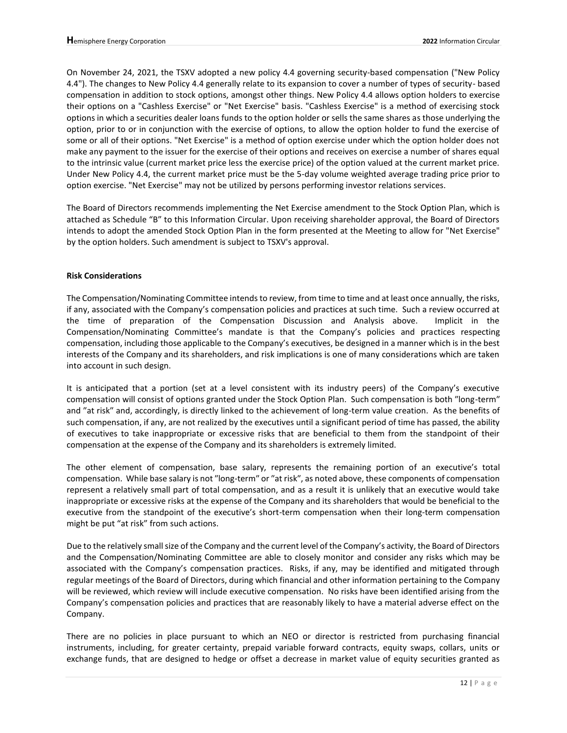On November 24, 2021, the TSXV adopted a new policy 4.4 governing security-based compensation ("New Policy 4.4"). The changes to New Policy 4.4 generally relate to its expansion to cover a number of types of security- based compensation in addition to stock options, amongst other things. New Policy 4.4 allows option holders to exercise their options on a "Cashless Exercise" or "Net Exercise" basis. "Cashless Exercise" is a method of exercising stock options in which a securities dealer loans funds to the option holder or sells the same shares as those underlying the option, prior to or in conjunction with the exercise of options, to allow the option holder to fund the exercise of some or all of their options. "Net Exercise" is a method of option exercise under which the option holder does not make any payment to the issuer for the exercise of their options and receives on exercise a number of shares equal to the intrinsic value (current market price less the exercise price) of the option valued at the current market price. Under New Policy 4.4, the current market price must be the 5-day volume weighted average trading price prior to option exercise. "Net Exercise" may not be utilized by persons performing investor relations services.

The Board of Directors recommends implementing the Net Exercise amendment to the Stock Option Plan, which is attached as Schedule "B" to this Information Circular. Upon receiving shareholder approval, the Board of Directors intends to adopt the amended Stock Option Plan in the form presented at the Meeting to allow for "Net Exercise" by the option holders. Such amendment is subject to TSXV's approval.

**Risk Considerations**

The Compensation/Nominating Committee intends to review, from time to time and at least once annually, the risks, if any, associated with the Company's compensation policies and practices at such time. Such a review occurred at the time of preparation of the Compensation Discussion and Analysis above. Implicit in the Compensation/Nominating Committee's mandate is that the Company's policies and practices respecting compensation, including those applicable to the Company's executives, be designed in a manner which is in the best interests of the Company and its shareholders, and risk implications is one of many considerations which are taken into account in such design.

It is anticipated that a portion (set at a level consistent with its industry peers) of the Company's executive compensation will consist of options granted under the Stock Option Plan. Such compensation is both "long-term" and "at risk" and, accordingly, is directly linked to the achievement of long-term value creation. As the benefits of such compensation, if any, are not realized by the executives until a significant period of time has passed, the ability of executives to take inappropriate or excessive risks that are beneficial to them from the standpoint of their compensation at the expense of the Company and its shareholders is extremely limited.

The other element of compensation, base salary, represents the remaining portion of an executive's total compensation. While base salary is not "long-term" or "at risk", as noted above, these components of compensation represent a relatively small part of total compensation, and as a result it is unlikely that an executive would take inappropriate or excessive risks at the expense of the Company and its shareholders that would be beneficial to the executive from the standpoint of the executive's short-term compensation when their long-term compensation might be put "at risk" from such actions.

Due to the relatively small size of the Company and the current level of the Company's activity, the Board of Directors and the Compensation/Nominating Committee are able to closely monitor and consider any risks which may be associated with the Company's compensation practices. Risks, if any, may be identified and mitigated through regular meetings of the Board of Directors, during which financial and other information pertaining to the Company will be reviewed, which review will include executive compensation. No risks have been identified arising from the Company's compensation policies and practices that are reasonably likely to have a material adverse effect on the Company.

There are no policies in place pursuant to which an NEO or director is restricted from purchasing financial instruments, including, for greater certainty, prepaid variable forward contracts, equity swaps, collars, units or exchange funds, that are designed to hedge or offset a decrease in market value of equity securities granted as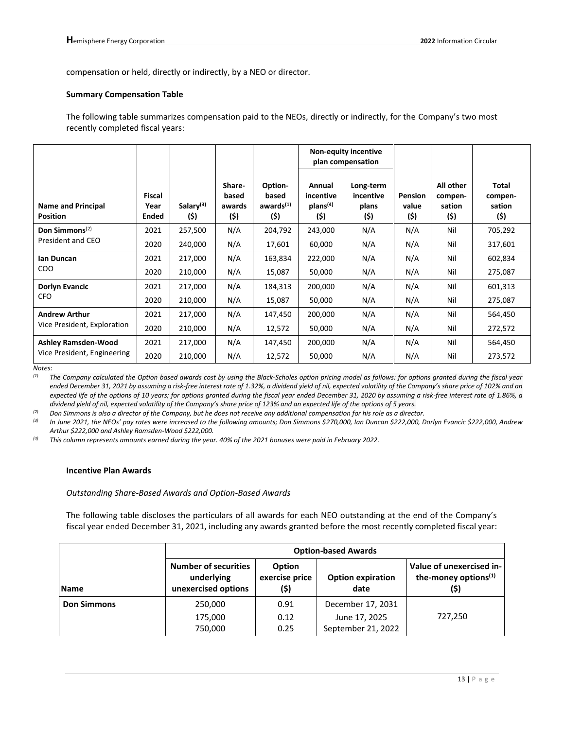compensation or held, directly or indirectly, by a NEO or director.

**Summary Compensation Table**

The following table summarizes compensation paid to the NEOs, directly or indirectly, for the Company's two most recently completed fiscal years:

| Name and Principal Position | Fiscal Year Ended | Salary[3] ($) | Share-based awards ($) | Option-based awards[1] ($) | Non-equity incentive plan compensation | | Pension value ($) | All other compen-sation ($) | Total compen-sation ($) |
|---|---|---|---|---|---|---|---|---|---|
| | | | | | Annual incentive plans[4] ($) | Long-term incentive plans ($) | | | |
| **Don Simmons**[2] President and CEO | 2021 | 257,500 | N/A | 204,792 | 243,000 | N/A | N/A | Nil | 705,292 |
| | 2020 | 240,000 | N/A | 17,601 | 60,000 | N/A | N/A | Nil | 317,601 |
| **Ian Duncan** COO | 2021 | 217,000 | N/A | 163,834 | 222,000 | N/A | N/A | Nil | 602,834 |
| | 2020 | 210,000 | N/A | 15,087 | 50,000 | N/A | N/A | Nil | 275,087 |
| **Dorlyn Evancic** CFO | 2021 | 217,000 | N/A | 184,313 | 200,000 | N/A | N/A | Nil | 601,313 |
| | 2020 | 210,000 | N/A | 15,087 | 50,000 | N/A | N/A | Nil | 275,087 |
| **Andrew Arthur** Vice President, Exploration | 2021 | 217,000 | N/A | 147,450 | 200,000 | N/A | N/A | Nil | 564,450 |
| | 2020 | 210,000 | N/A | 12,572 | 50,000 | N/A | N/A | Nil | 272,572 |
| **Ashley Ramsden-Wood** Vice President, Engineering | 2021 | 217,000 | N/A | 147,450 | 200,000 | N/A | N/A | Nil | 564,450 |
| | 2020 | 210,000 | N/A | 12,572 | 50,000 | N/A | N/A | Nil | 273,572 |

Notes:

(1) *The Company calculated the Option based awards cost by using the Black-Scholes option pricing model as follows: for options granted during the fiscal year ended December 31, 2021 by assuming a risk-free interest rate of 1.32%, a dividend yield of nil, expected volatility of the Company's share price of 102% and an expected life of the options of 10 years; for options granted during the fiscal year ended December 31, 2020 by assuming a risk-free interest rate of 1.86%, a dividend yield of nil, expected volatility of the Company's share price of 123% and an expected life of the options of 5 years.*

(2) *Don Simmons is also a director of the Company, but he does not receive any additional compensation for his role as a director.*

(3) *In June 2021, the NEOs' pay rates were increased to the following amounts; Don Simmons $270,000, Ian Duncan $222,000, Dorlyn Evancic $222,000, Andrew Arthur $222,000 and Ashley Ramsden-Wood $222,000.*

(4) *This column represents amounts earned during the year. 40% of the 2021 bonuses were paid in February 2022.*

**Incentive Plan Awards**

*Outstanding Share-Based Awards and Option-Based Awards*

The following table discloses the particulars of all awards for each NEO outstanding at the end of the Company's fiscal year ended December 31, 2021, including any awards granted before the most recently completed fiscal year:

| Name | Option-based Awards | | | |
|---|---|---|---|---|
| | Number of securities underlying unexercised options | Option exercise price ($) | Option expiration date | Value of unexercised in-the-money options[1] ($) |
| **Don Simmons** | 250,000 | 0.91 | December 17, 2031 | 727,250 |
| | 175,000 | 0.12 | June 17, 2025 | |
| | 750,000 | 0.25 | September 21, 2022 | |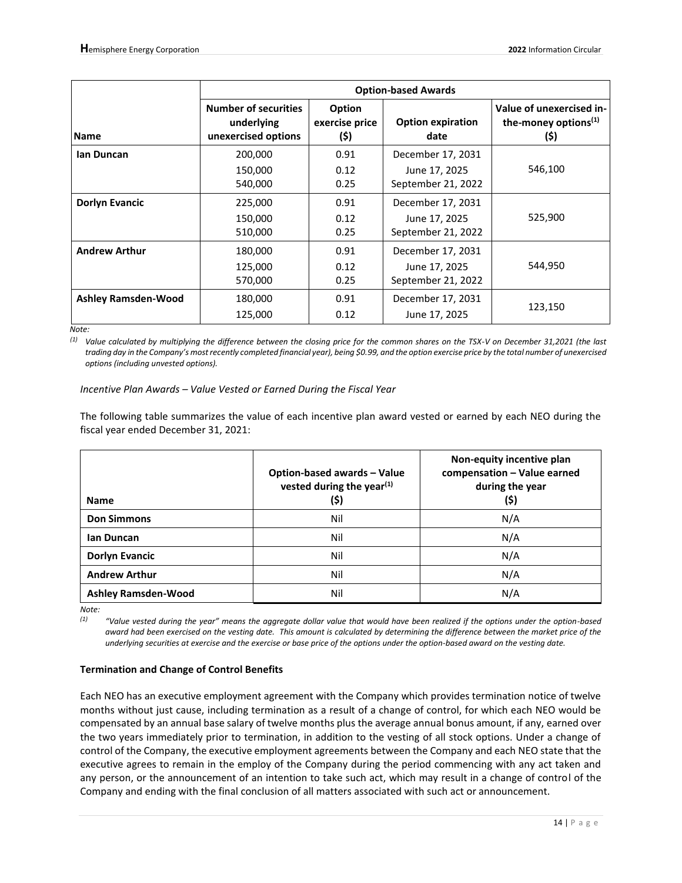| Name | Option-based Awards | | | |
|---|---|---|---|---|
| | Number of securities underlying unexercised options | Option exercise price ($) | Option expiration date | Value of unexercised in-the-money options[(1)] ($) |
| **Ian Duncan** | 200,000<br>150,000<br>540,000 | 0.91<br>0.12<br>0.25 | December 17, 2031<br>June 17, 2025<br>September 21, 2022 | 546,100 |
| **Dorlyn Evancic** | 225,000<br>150,000<br>510,000 | 0.91<br>0.12<br>0.25 | December 17, 2031<br>June 17, 2025<br>September 21, 2022 | 525,900 |
| **Andrew Arthur** | 180,000<br>125,000<br>570,000 | 0.91<br>0.12<br>0.25 | December 17, 2031<br>June 17, 2025<br>September 21, 2022 | 544,950 |
| **Ashley Ramsden-Wood** | 180,000<br>125,000 | 0.91<br>0.12 | December 17, 2031<br>June 17, 2025 | 123,150 |

*Note:*

*(1) Value calculated by multiplying the difference between the closing price for the common shares on the TSX-V on December 31,2021 (the last trading day in the Company's most recently completed financial year), being $0.99, and the option exercise price by the total number of unexercised options (including unvested options).*

*Incentive Plan Awards – Value Vested or Earned During the Fiscal Year*

The following table summarizes the value of each incentive plan award vested or earned by each NEO during the fiscal year ended December 31, 2021:

| Name | Option-based awards – Value vested during the year[(1)] ($) | Non-equity incentive plan compensation – Value earned during the year ($) |
|---|---|---|
| **Don Simmons** | Nil | N/A |
| **Ian Duncan** | Nil | N/A |
| **Dorlyn Evancic** | Nil | N/A |
| **Andrew Arthur** | Nil | N/A |
| **Ashley Ramsden-Wood** | Nil | N/A |

*Note:*

*(1) "Value vested during the year" means the aggregate dollar value that would have been realized if the options under the option-based award had been exercised on the vesting date. This amount is calculated by determining the difference between the market price of the underlying securities at exercise and the exercise or base price of the options under the option-based award on the vesting date.*

**Termination and Change of Control Benefits**

Each NEO has an executive employment agreement with the Company which provides termination notice of twelve months without just cause, including termination as a result of a change of control, for which each NEO would be compensated by an annual base salary of twelve months plus the average annual bonus amount, if any, earned over the two years immediately prior to termination, in addition to the vesting of all stock options. Under a change of control of the Company, the executive employment agreements between the Company and each NEO state that the executive agrees to remain in the employ of the Company during the period commencing with any act taken and any person, or the announcement of an intention to take such act, which may result in a change of control of the Company and ending with the final conclusion of all matters associated with such act or announcement.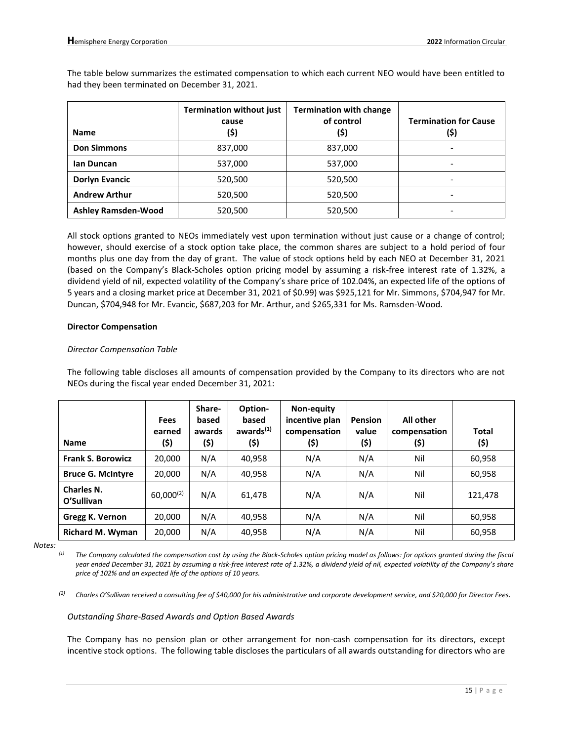The table below summarizes the estimated compensation to which each current NEO would have been entitled to had they been terminated on December 31, 2021.

| Name | Termination without just cause ($) | Termination with change of control ($) | Termination for Cause ($) |
|---|---|---|---|
| **Don Simmons** | 837,000 | 837,000 | - |
| **Ian Duncan** | 537,000 | 537,000 | - |
| **Dorlyn Evancic** | 520,500 | 520,500 | - |
| **Andrew Arthur** | 520,500 | 520,500 | - |
| **Ashley Ramsden-Wood** | 520,500 | 520,500 | - |

All stock options granted to NEOs immediately vest upon termination without just cause or a change of control; however, should exercise of a stock option take place, the common shares are subject to a hold period of four months plus one day from the day of grant. The value of stock options held by each NEO at December 31, 2021 (based on the Company's Black-Scholes option pricing model by assuming a risk-free interest rate of 1.32%, a dividend yield of nil, expected volatility of the Company's share price of 102.04%, an expected life of the options of 5 years and a closing market price at December 31, 2021 of $0.99) was $925,121 for Mr. Simmons, $704,947 for Mr. Duncan, $704,948 for Mr. Evancic, $687,203 for Mr. Arthur, and $265,331 for Ms. Ramsden-Wood.

**Director Compensation**

*Director Compensation Table*

The following table discloses all amounts of compensation provided by the Company to its directors who are not NEOs during the fiscal year ended December 31, 2021:

| Name | Fees earned ($) | Share-based awards ($) | Option-based awards[(1)] ($) | Non-equity incentive plan compensation ($) | Pension value ($) | All other compensation ($) | Total ($) |
|---|---|---|---|---|---|---|---|
| **Frank S. Borowicz** | 20,000 | N/A | 40,958 | N/A | N/A | Nil | 60,958 |
| **Bruce G. McIntyre** | 20,000 | N/A | 40,958 | N/A | N/A | Nil | 60,958 |
| **Charles N. O'Sullivan** | 60,000[(2)] | N/A | 61,478 | N/A | N/A | Nil | 121,478 |
| **Gregg K. Vernon** | 20,000 | N/A | 40,958 | N/A | N/A | Nil | 60,958 |
| **Richard M. Wyman** | 20,000 | N/A | 40,958 | N/A | N/A | Nil | 60,958 |

*Notes:*

(1) *The Company calculated the compensation cost by using the Black-Scholes option pricing model as follows: for options granted during the fiscal year ended December 31, 2021 by assuming a risk-free interest rate of 1.32%, a dividend yield of nil, expected volatility of the Company's share price of 102% and an expected life of the options of 10 years.*

(2) *Charles O'Sullivan received a consulting fee of $40,000 for his administrative and corporate development service, and $20,000 for Director Fees.*

*Outstanding Share-Based Awards and Option Based Awards*

The Company has no pension plan or other arrangement for non-cash compensation for its directors, except incentive stock options. The following table discloses the particulars of all awards outstanding for directors who are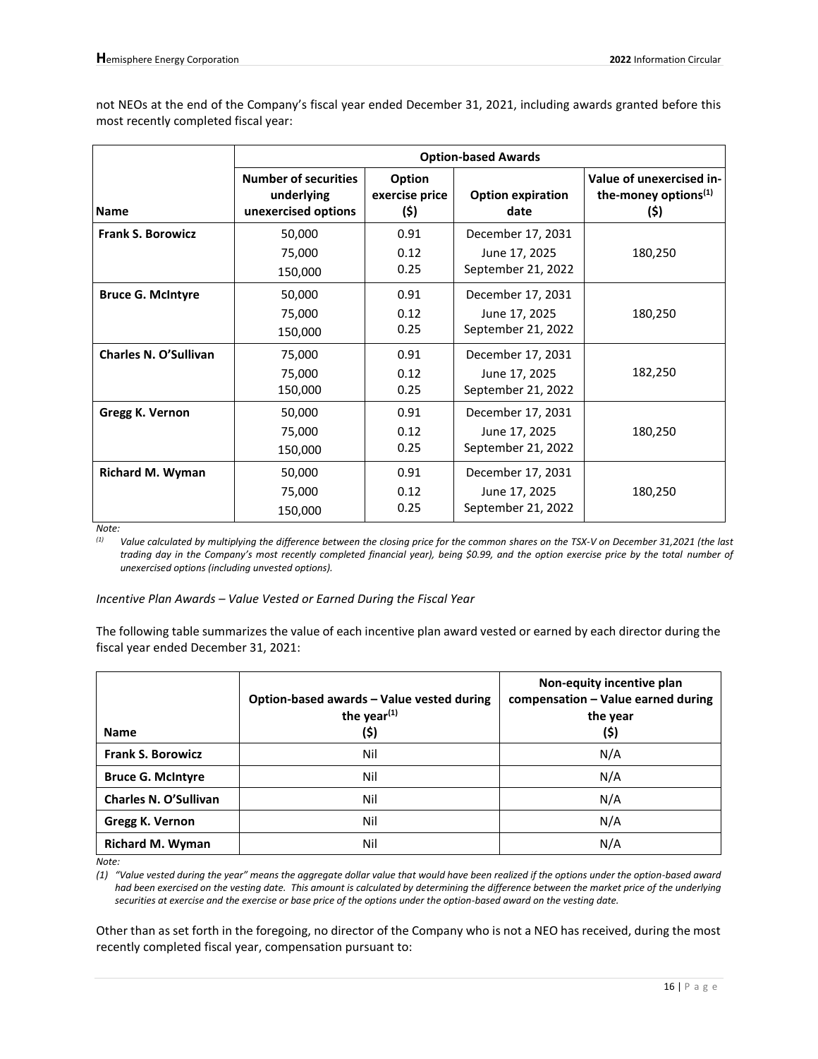not NEOs at the end of the Company's fiscal year ended December 31, 2021, including awards granted before this most recently completed fiscal year:

| Name | Option-based Awards | | | |
|---|---|---|---|---|
| | **Number of securities underlying unexercised options** | **Option exercise price ($)** | **Option expiration date** | **Value of unexercised in-the-money options[(1)] ($)** |
| **Frank S. Borowicz** | 50,000<br>75,000<br>150,000 | 0.91<br>0.12<br>0.25 | December 17, 2031<br>June 17, 2025<br>September 21, 2022 | 180,250 |
| **Bruce G. McIntyre** | 50,000<br>75,000<br>150,000 | 0.91<br>0.12<br>0.25 | December 17, 2031<br>June 17, 2025<br>September 21, 2022 | 180,250 |
| **Charles N. O'Sullivan** | 75,000<br>75,000<br>150,000 | 0.91<br>0.12<br>0.25 | December 17, 2031<br>June 17, 2025<br>September 21, 2022 | 182,250 |
| **Gregg K. Vernon** | 50,000<br>75,000<br>150,000 | 0.91<br>0.12<br>0.25 | December 17, 2031<br>June 17, 2025<br>September 21, 2022 | 180,250 |
| **Richard M. Wyman** | 50,000<br>75,000<br>150,000 | 0.91<br>0.12<br>0.25 | December 17, 2031<br>June 17, 2025<br>September 21, 2022 | 180,250 |

*Note:*

*(1) Value calculated by multiplying the difference between the closing price for the common shares on the TSX-V on December 31,2021 (the last trading day in the Company's most recently completed financial year), being $0.99, and the option exercise price by the total number of unexercised options (including unvested options).*

*Incentive Plan Awards – Value Vested or Earned During the Fiscal Year*

The following table summarizes the value of each incentive plan award vested or earned by each director during the fiscal year ended December 31, 2021:

| Name | Option-based awards – Value vested during the year[(1)] ($) | Non-equity incentive plan compensation – Value earned during the year ($) |
|---|---|---|
| **Frank S. Borowicz** | Nil | N/A |
| **Bruce G. McIntyre** | Nil | N/A |
| **Charles N. O'Sullivan** | Nil | N/A |
| **Gregg K. Vernon** | Nil | N/A |
| **Richard M. Wyman** | Nil | N/A |

*Note:*

*(1) "Value vested during the year" means the aggregate dollar value that would have been realized if the options under the option-based award had been exercised on the vesting date. This amount is calculated by determining the difference between the market price of the underlying securities at exercise and the exercise or base price of the options under the option-based award on the vesting date.*

Other than as set forth in the foregoing, no director of the Company who is not a NEO has received, during the most recently completed fiscal year, compensation pursuant to: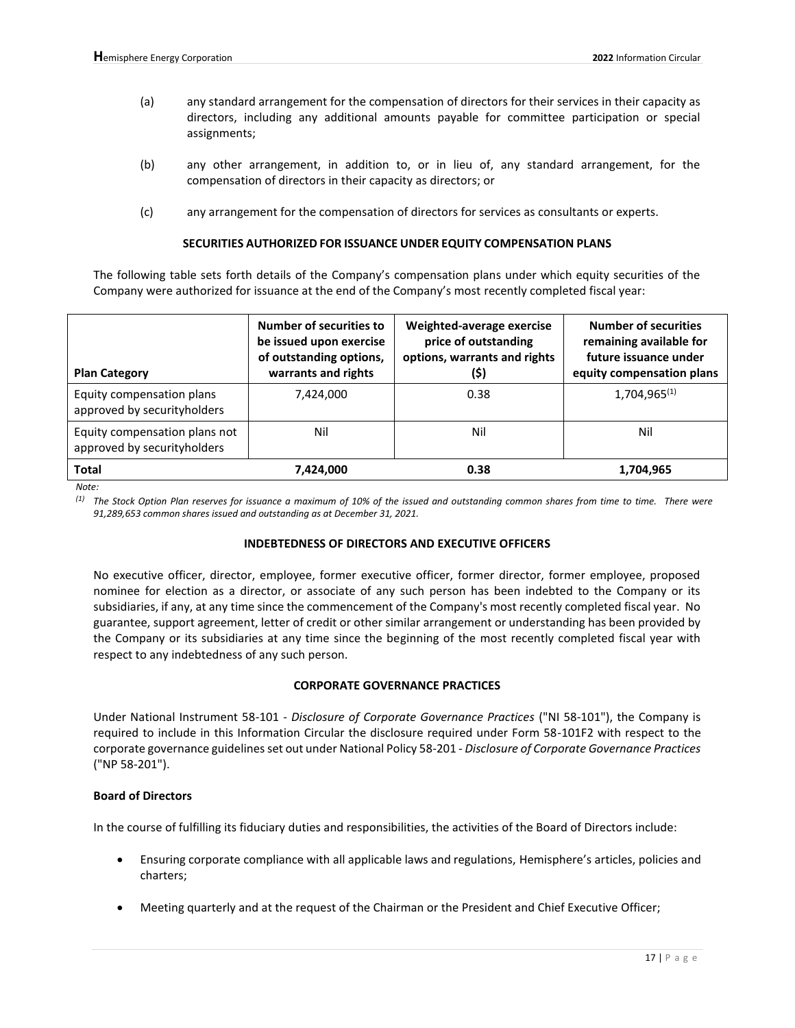(a) any standard arrangement for the compensation of directors for their services in their capacity as directors, including any additional amounts payable for committee participation or special assignments;

(b) any other arrangement, in addition to, or in lieu of, any standard arrangement, for the compensation of directors in their capacity as directors; or

(c) any arrangement for the compensation of directors for services as consultants or experts.

## SECURITIES AUTHORIZED FOR ISSUANCE UNDER EQUITY COMPENSATION PLANS

The following table sets forth details of the Company's compensation plans under which equity securities of the Company were authorized for issuance at the end of the Company's most recently completed fiscal year:

| Plan Category | Number of securities to be issued upon exercise of outstanding options, warrants and rights | Weighted-average exercise price of outstanding options, warrants and rights ($) | Number of securities remaining available for future issuance under equity compensation plans |
|---|---|---|---|
| Equity compensation plans approved by securityholders | 7,424,000 | 0.38 | 1,704,965[(1)] |
| Equity compensation plans not approved by securityholders | Nil | Nil | Nil |
| **Total** | **7,424,000** | **0.38** | **1,704,965** |

*Note:*

*(1) The Stock Option Plan reserves for issuance a maximum of 10% of the issued and outstanding common shares from time to time. There were 91,289,653 common shares issued and outstanding as at December 31, 2021.*

## INDEBTEDNESS OF DIRECTORS AND EXECUTIVE OFFICERS

No executive officer, director, employee, former executive officer, former director, former employee, proposed nominee for election as a director, or associate of any such person has been indebted to the Company or its subsidiaries, if any, at any time since the commencement of the Company's most recently completed fiscal year. No guarantee, support agreement, letter of credit or other similar arrangement or understanding has been provided by the Company or its subsidiaries at any time since the beginning of the most recently completed fiscal year with respect to any indebtedness of any such person.

## CORPORATE GOVERNANCE PRACTICES

Under National Instrument 58-101 - *Disclosure of Corporate Governance Practices* ("NI 58-101"), the Company is required to include in this Information Circular the disclosure required under Form 58-101F2 with respect to the corporate governance guidelines set out under National Policy 58-201 - *Disclosure of Corporate Governance Practices* ("NP 58-201").

### Board of Directors

In the course of fulfilling its fiduciary duties and responsibilities, the activities of the Board of Directors include:

- Ensuring corporate compliance with all applicable laws and regulations, Hemisphere's articles, policies and charters;
- Meeting quarterly and at the request of the Chairman or the President and Chief Executive Officer;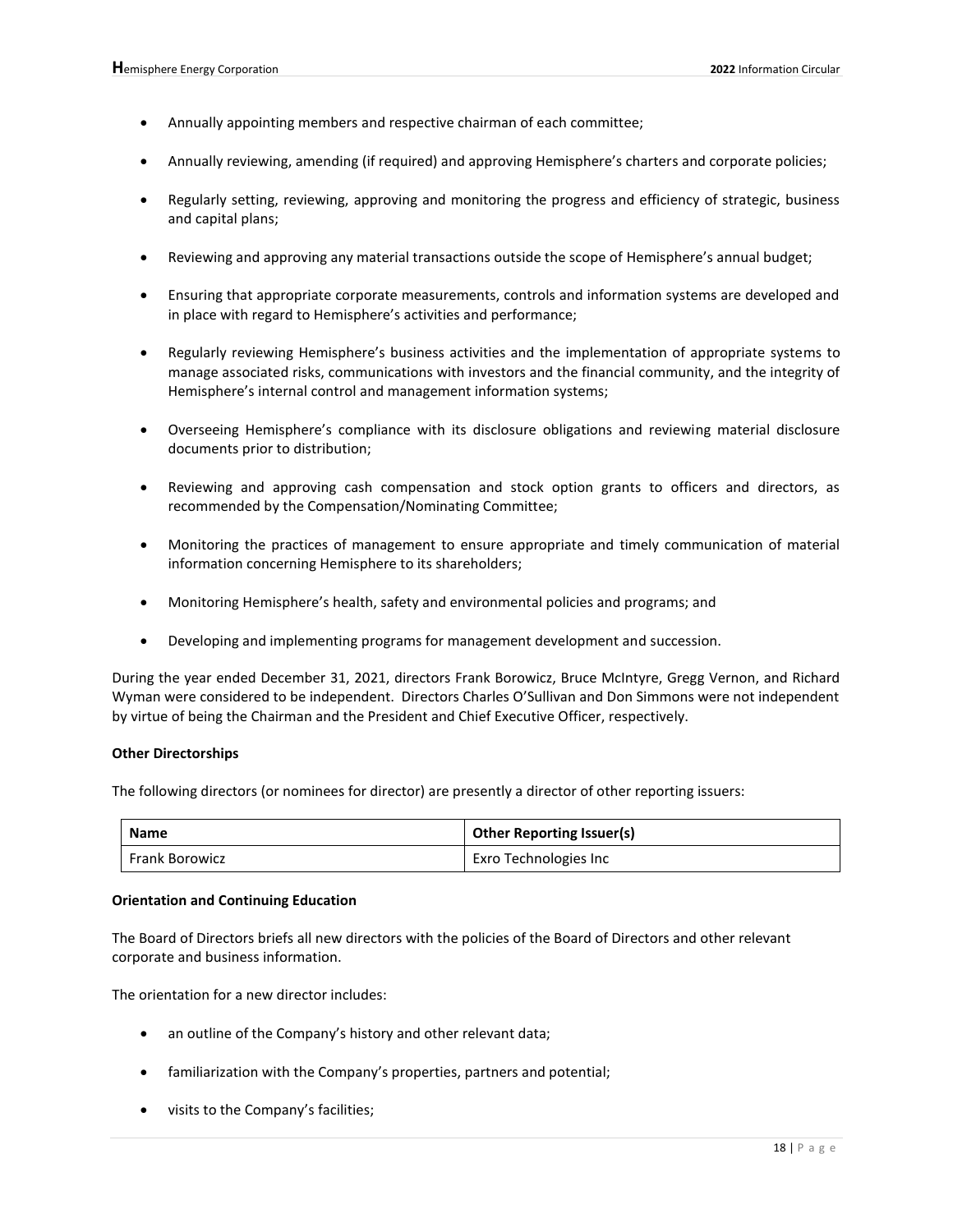- Annually appointing members and respective chairman of each committee;
- Annually reviewing, amending (if required) and approving Hemisphere's charters and corporate policies;
- Regularly setting, reviewing, approving and monitoring the progress and efficiency of strategic, business and capital plans;
- Reviewing and approving any material transactions outside the scope of Hemisphere's annual budget;
- Ensuring that appropriate corporate measurements, controls and information systems are developed and in place with regard to Hemisphere's activities and performance;
- Regularly reviewing Hemisphere's business activities and the implementation of appropriate systems to manage associated risks, communications with investors and the financial community, and the integrity of Hemisphere's internal control and management information systems;
- Overseeing Hemisphere's compliance with its disclosure obligations and reviewing material disclosure documents prior to distribution;
- Reviewing and approving cash compensation and stock option grants to officers and directors, as recommended by the Compensation/Nominating Committee;
- Monitoring the practices of management to ensure appropriate and timely communication of material information concerning Hemisphere to its shareholders;
- Monitoring Hemisphere's health, safety and environmental policies and programs; and
- Developing and implementing programs for management development and succession.

During the year ended December 31, 2021, directors Frank Borowicz, Bruce McIntyre, Gregg Vernon, and Richard Wyman were considered to be independent. Directors Charles O'Sullivan and Don Simmons were not independent by virtue of being the Chairman and the President and Chief Executive Officer, respectively.

**Other Directorships**

The following directors (or nominees for director) are presently a director of other reporting issuers:

| Name | Other Reporting Issuer(s) |
|---|---|
| Frank Borowicz | Exro Technologies Inc |

**Orientation and Continuing Education**

The Board of Directors briefs all new directors with the policies of the Board of Directors and other relevant corporate and business information.

The orientation for a new director includes:

- an outline of the Company's history and other relevant data;
- familiarization with the Company's properties, partners and potential;
- visits to the Company's facilities;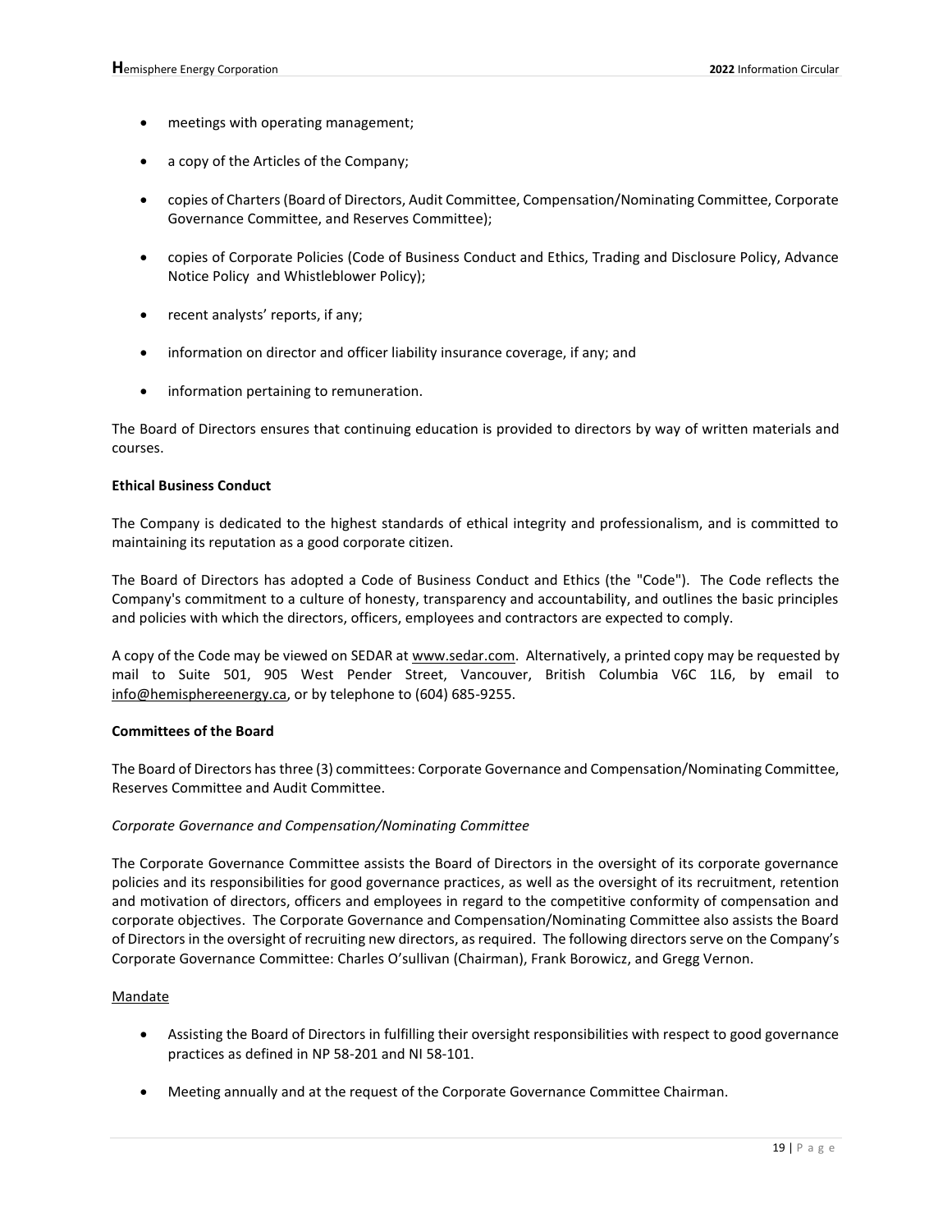- meetings with operating management;
- a copy of the Articles of the Company;
- copies of Charters (Board of Directors, Audit Committee, Compensation/Nominating Committee, Corporate Governance Committee, and Reserves Committee);
- copies of Corporate Policies (Code of Business Conduct and Ethics, Trading and Disclosure Policy, Advance Notice Policy and Whistleblower Policy);
- recent analysts' reports, if any;
- information on director and officer liability insurance coverage, if any; and
- information pertaining to remuneration.

The Board of Directors ensures that continuing education is provided to directors by way of written materials and courses.

**Ethical Business Conduct**

The Company is dedicated to the highest standards of ethical integrity and professionalism, and is committed to maintaining its reputation as a good corporate citizen.

The Board of Directors has adopted a Code of Business Conduct and Ethics (the "Code"). The Code reflects the Company's commitment to a culture of honesty, transparency and accountability, and outlines the basic principles and policies with which the directors, officers, employees and contractors are expected to comply.

A copy of the Code may be viewed on SEDAR at www.sedar.com. Alternatively, a printed copy may be requested by mail to Suite 501, 905 West Pender Street, Vancouver, British Columbia V6C 1L6, by email to info@hemisphereenergy.ca, or by telephone to (604) 685-9255.

**Committees of the Board**

The Board of Directors has three (3) committees: Corporate Governance and Compensation/Nominating Committee, Reserves Committee and Audit Committee.

*Corporate Governance and Compensation/Nominating Committee*

The Corporate Governance Committee assists the Board of Directors in the oversight of its corporate governance policies and its responsibilities for good governance practices, as well as the oversight of its recruitment, retention and motivation of directors, officers and employees in regard to the competitive conformity of compensation and corporate objectives. The Corporate Governance and Compensation/Nominating Committee also assists the Board of Directors in the oversight of recruiting new directors, as required. The following directors serve on the Company's Corporate Governance Committee: Charles O'sullivan (Chairman), Frank Borowicz, and Gregg Vernon.

Mandate

- Assisting the Board of Directors in fulfilling their oversight responsibilities with respect to good governance practices as defined in NP 58-201 and NI 58-101.
- Meeting annually and at the request of the Corporate Governance Committee Chairman.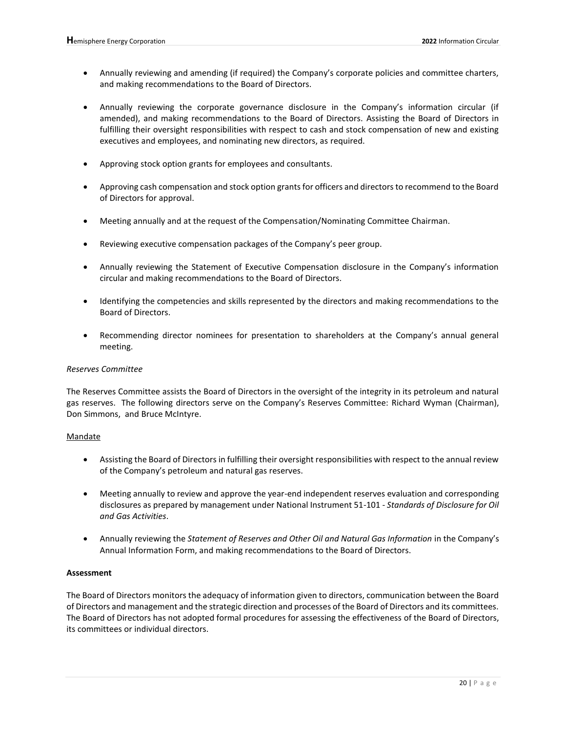- Annually reviewing and amending (if required) the Company's corporate policies and committee charters, and making recommendations to the Board of Directors.

- Annually reviewing the corporate governance disclosure in the Company's information circular (if amended), and making recommendations to the Board of Directors. Assisting the Board of Directors in fulfilling their oversight responsibilities with respect to cash and stock compensation of new and existing executives and employees, and nominating new directors, as required.

- Approving stock option grants for employees and consultants.

- Approving cash compensation and stock option grants for officers and directors to recommend to the Board of Directors for approval.

- Meeting annually and at the request of the Compensation/Nominating Committee Chairman.

- Reviewing executive compensation packages of the Company's peer group.

- Annually reviewing the Statement of Executive Compensation disclosure in the Company's information circular and making recommendations to the Board of Directors.

- Identifying the competencies and skills represented by the directors and making recommendations to the Board of Directors.

- Recommending director nominees for presentation to shareholders at the Company's annual general meeting.

*Reserves Committee*

The Reserves Committee assists the Board of Directors in the oversight of the integrity in its petroleum and natural gas reserves. The following directors serve on the Company's Reserves Committee: Richard Wyman (Chairman), Don Simmons, and Bruce McIntyre.

<u>Mandate</u>

- Assisting the Board of Directors in fulfilling their oversight responsibilities with respect to the annual review of the Company's petroleum and natural gas reserves.

- Meeting annually to review and approve the year-end independent reserves evaluation and corresponding disclosures as prepared by management under National Instrument 51-101 - *Standards of Disclosure for Oil and Gas Activities*.

- Annually reviewing the *Statement of Reserves and Other Oil and Natural Gas Information* in the Company's Annual Information Form, and making recommendations to the Board of Directors.

**Assessment**

The Board of Directors monitors the adequacy of information given to directors, communication between the Board of Directors and management and the strategic direction and processes of the Board of Directors and its committees. The Board of Directors has not adopted formal procedures for assessing the effectiveness of the Board of Directors, its committees or individual directors.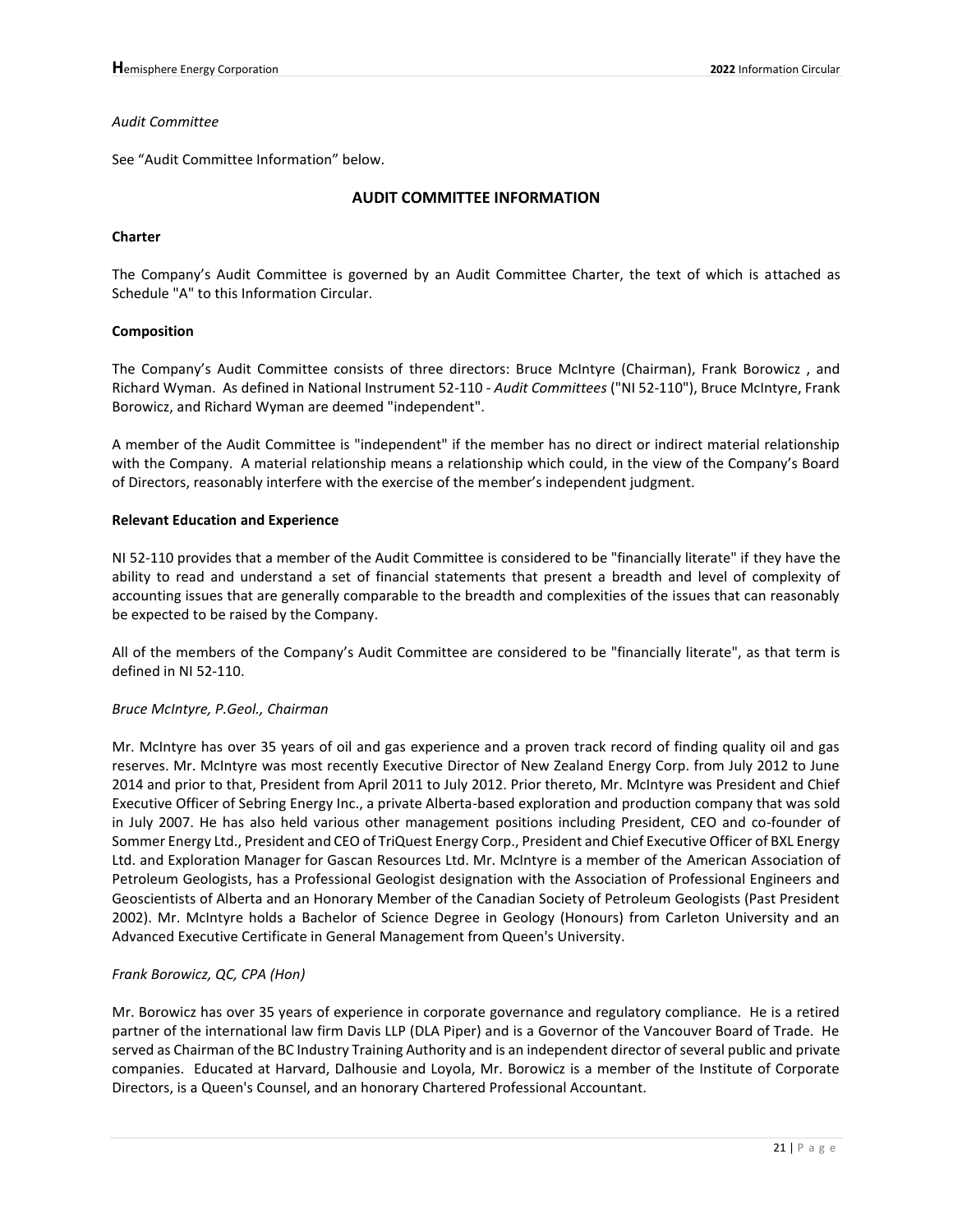*Audit Committee*

See "Audit Committee Information" below.

## AUDIT COMMITTEE INFORMATION

**Charter**

The Company's Audit Committee is governed by an Audit Committee Charter, the text of which is attached as Schedule "A" to this Information Circular.

**Composition**

The Company's Audit Committee consists of three directors: Bruce McIntyre (Chairman), Frank Borowicz , and Richard Wyman. As defined in National Instrument 52-110 - *Audit Committees* ("NI 52-110"), Bruce McIntyre, Frank Borowicz, and Richard Wyman are deemed "independent".

A member of the Audit Committee is "independent" if the member has no direct or indirect material relationship with the Company. A material relationship means a relationship which could, in the view of the Company's Board of Directors, reasonably interfere with the exercise of the member's independent judgment.

**Relevant Education and Experience**

NI 52-110 provides that a member of the Audit Committee is considered to be "financially literate" if they have the ability to read and understand a set of financial statements that present a breadth and level of complexity of accounting issues that are generally comparable to the breadth and complexities of the issues that can reasonably be expected to be raised by the Company.

All of the members of the Company's Audit Committee are considered to be "financially literate", as that term is defined in NI 52-110.

*Bruce McIntyre, P.Geol., Chairman*

Mr. McIntyre has over 35 years of oil and gas experience and a proven track record of finding quality oil and gas reserves. Mr. McIntyre was most recently Executive Director of New Zealand Energy Corp. from July 2012 to June 2014 and prior to that, President from April 2011 to July 2012. Prior thereto, Mr. McIntyre was President and Chief Executive Officer of Sebring Energy Inc., a private Alberta-based exploration and production company that was sold in July 2007. He has also held various other management positions including President, CEO and co-founder of Sommer Energy Ltd., President and CEO of TriQuest Energy Corp., President and Chief Executive Officer of BXL Energy Ltd. and Exploration Manager for Gascan Resources Ltd. Mr. McIntyre is a member of the American Association of Petroleum Geologists, has a Professional Geologist designation with the Association of Professional Engineers and Geoscientists of Alberta and an Honorary Member of the Canadian Society of Petroleum Geologists (Past President 2002). Mr. McIntyre holds a Bachelor of Science Degree in Geology (Honours) from Carleton University and an Advanced Executive Certificate in General Management from Queen's University.

*Frank Borowicz, QC, CPA (Hon)*

Mr. Borowicz has over 35 years of experience in corporate governance and regulatory compliance. He is a retired partner of the international law firm Davis LLP (DLA Piper) and is a Governor of the Vancouver Board of Trade. He served as Chairman of the BC Industry Training Authority and is an independent director of several public and private companies. Educated at Harvard, Dalhousie and Loyola, Mr. Borowicz is a member of the Institute of Corporate Directors, is a Queen's Counsel, and an honorary Chartered Professional Accountant.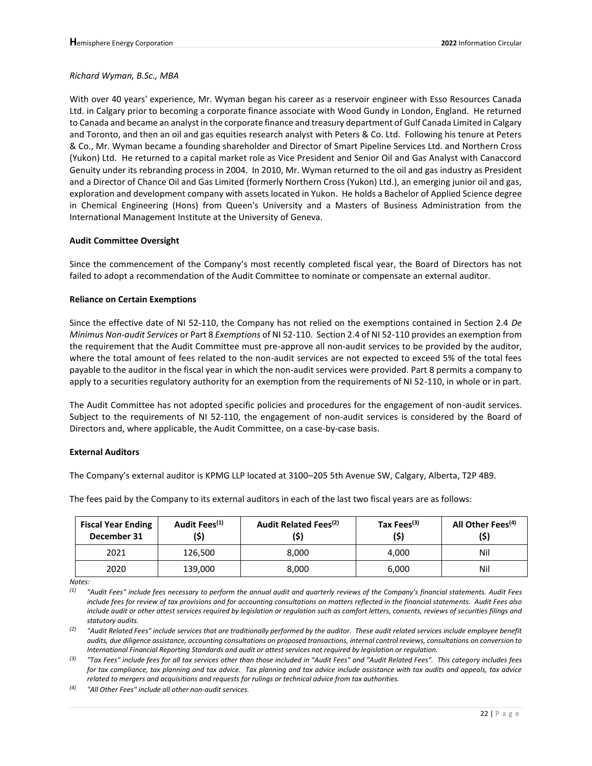*Richard Wyman, B.Sc., MBA*

With over 40 years' experience, Mr. Wyman began his career as a reservoir engineer with Esso Resources Canada Ltd. in Calgary prior to becoming a corporate finance associate with Wood Gundy in London, England. He returned to Canada and became an analyst in the corporate finance and treasury department of Gulf Canada Limited in Calgary and Toronto, and then an oil and gas equities research analyst with Peters & Co. Ltd. Following his tenure at Peters & Co., Mr. Wyman became a founding shareholder and Director of Smart Pipeline Services Ltd. and Northern Cross (Yukon) Ltd. He returned to a capital market role as Vice President and Senior Oil and Gas Analyst with Canaccord Genuity under its rebranding process in 2004. In 2010, Mr. Wyman returned to the oil and gas industry as President and a Director of Chance Oil and Gas Limited (formerly Northern Cross (Yukon) Ltd.), an emerging junior oil and gas, exploration and development company with assets located in Yukon. He holds a Bachelor of Applied Science degree in Chemical Engineering (Hons) from Queen's University and a Masters of Business Administration from the International Management Institute at the University of Geneva.

**Audit Committee Oversight**

Since the commencement of the Company's most recently completed fiscal year, the Board of Directors has not failed to adopt a recommendation of the Audit Committee to nominate or compensate an external auditor.

**Reliance on Certain Exemptions**

Since the effective date of NI 52-110, the Company has not relied on the exemptions contained in Section 2.4 *De Minimus Non-audit Services* or Part 8 *Exemptions* of NI 52-110. Section 2.4 of NI 52-110 provides an exemption from the requirement that the Audit Committee must pre-approve all non-audit services to be provided by the auditor, where the total amount of fees related to the non-audit services are not expected to exceed 5% of the total fees payable to the auditor in the fiscal year in which the non-audit services were provided. Part 8 permits a company to apply to a securities regulatory authority for an exemption from the requirements of NI 52-110, in whole or in part.

The Audit Committee has not adopted specific policies and procedures for the engagement of non-audit services. Subject to the requirements of NI 52-110, the engagement of non-audit services is considered by the Board of Directors and, where applicable, the Audit Committee, on a case-by-case basis.

**External Auditors**

The Company's external auditor is KPMG LLP located at 3100–205 5th Avenue SW, Calgary, Alberta, T2P 4B9.

The fees paid by the Company to its external auditors in each of the last two fiscal years are as follows:

| Fiscal Year Ending December 31 | Audit Fees(1) ($) | Audit Related Fees(2) ($) | Tax Fees(3) ($) | All Other Fees(4) ($) |
|---|---|---|---|---|
| 2021 | 126,500 | 8,000 | 4,000 | Nil |
| 2020 | 139,000 | 8,000 | 6,000 | Nil |

*Notes:*

*(1) "Audit Fees" include fees necessary to perform the annual audit and quarterly reviews of the Company's financial statements. Audit Fees include fees for review of tax provisions and for accounting consultations on matters reflected in the financial statements. Audit Fees also include audit or other attest services required by legislation or regulation such as comfort letters, consents, reviews of securities filings and statutory audits.*

*(2) "Audit Related Fees" include services that are traditionally performed by the auditor. These audit related services include employee benefit audits, due diligence assistance, accounting consultations on proposed transactions, internal control reviews, consultations on conversion to International Financial Reporting Standards and audit or attest services not required by legislation or regulation.*

*(3) "Tax Fees" include fees for all tax services other than those included in "Audit Fees" and "Audit Related Fees". This category includes fees for tax compliance, tax planning and tax advice. Tax planning and tax advice include assistance with tax audits and appeals, tax advice related to mergers and acquisitions and requests for rulings or technical advice from tax authorities.*

*(4) "All Other Fees" include all other non-audit services.*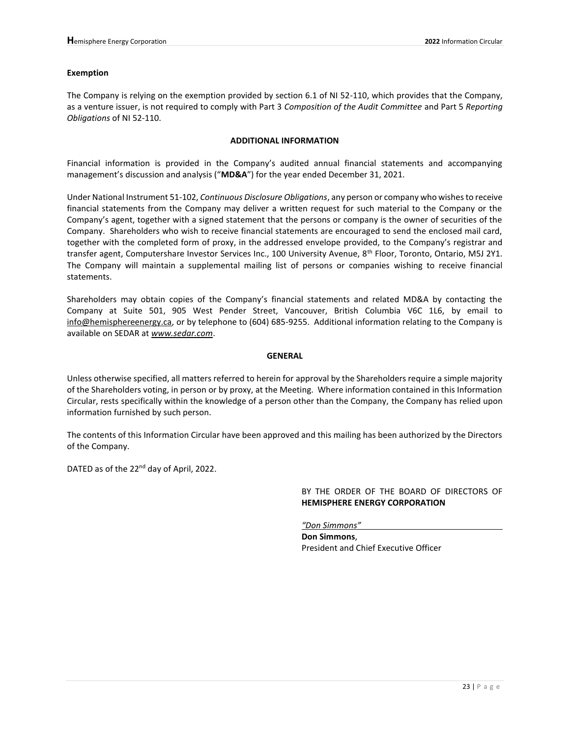**Exemption**

The Company is relying on the exemption provided by section 6.1 of NI 52-110, which provides that the Company, as a venture issuer, is not required to comply with Part 3 *Composition of the Audit Committee* and Part 5 *Reporting Obligations* of NI 52-110.

## ADDITIONAL INFORMATION

Financial information is provided in the Company's audited annual financial statements and accompanying management's discussion and analysis ("**MD&A**") for the year ended December 31, 2021.

Under National Instrument 51-102, *Continuous Disclosure Obligations*, any person or company who wishes to receive financial statements from the Company may deliver a written request for such material to the Company or the Company's agent, together with a signed statement that the persons or company is the owner of securities of the Company. Shareholders who wish to receive financial statements are encouraged to send the enclosed mail card, together with the completed form of proxy, in the addressed envelope provided, to the Company's registrar and transfer agent, Computershare Investor Services Inc., 100 University Avenue, 8th Floor, Toronto, Ontario, M5J 2Y1. The Company will maintain a supplemental mailing list of persons or companies wishing to receive financial statements.

Shareholders may obtain copies of the Company's financial statements and related MD&A by contacting the Company at Suite 501, 905 West Pender Street, Vancouver, British Columbia V6C 1L6, by email to info@hemisphereenergy.ca, or by telephone to (604) 685-9255. Additional information relating to the Company is available on SEDAR at *www.sedar.com*.

## GENERAL

Unless otherwise specified, all matters referred to herein for approval by the Shareholders require a simple majority of the Shareholders voting, in person or by proxy, at the Meeting. Where information contained in this Information Circular, rests specifically within the knowledge of a person other than the Company, the Company has relied upon information furnished by such person.

The contents of this Information Circular have been approved and this mailing has been authorized by the Directors of the Company.

DATED as of the 22nd day of April, 2022.

BY THE ORDER OF THE BOARD OF DIRECTORS OF **HEMISPHERE ENERGY CORPORATION**

*"Don Simmons"*

**Don Simmons**,
President and Chief Executive Officer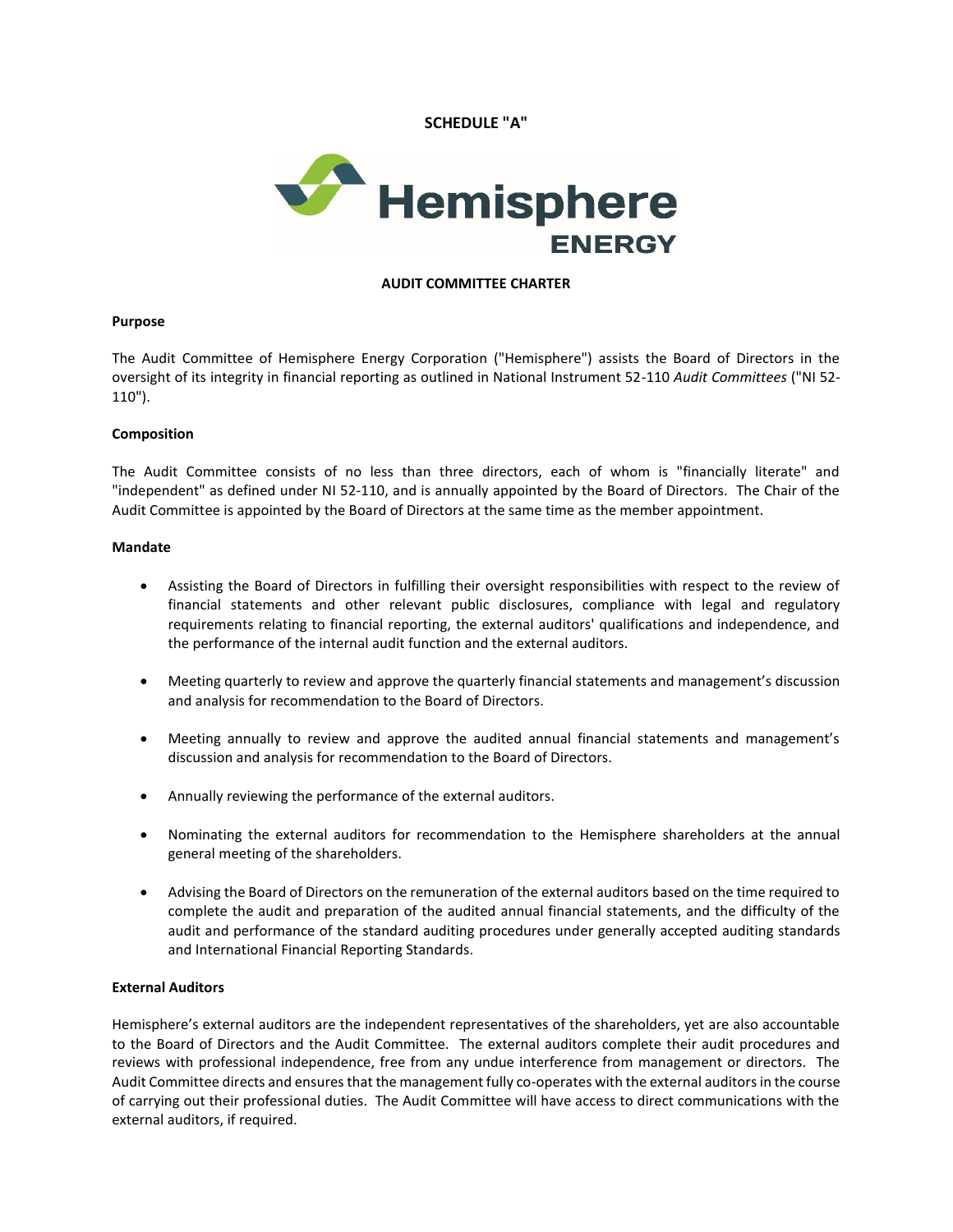**SCHEDULE "A"**

Hemisphere ENERGY

**AUDIT COMMITTEE CHARTER**

**Purpose**

The Audit Committee of Hemisphere Energy Corporation ("Hemisphere") assists the Board of Directors in the oversight of its integrity in financial reporting as outlined in National Instrument 52-110 *Audit Committees* ("NI 52-110").

**Composition**

The Audit Committee consists of no less than three directors, each of whom is "financially literate" and "independent" as defined under NI 52-110, and is annually appointed by the Board of Directors. The Chair of the Audit Committee is appointed by the Board of Directors at the same time as the member appointment.

**Mandate**

- Assisting the Board of Directors in fulfilling their oversight responsibilities with respect to the review of financial statements and other relevant public disclosures, compliance with legal and regulatory requirements relating to financial reporting, the external auditors' qualifications and independence, and the performance of the internal audit function and the external auditors.
- Meeting quarterly to review and approve the quarterly financial statements and management's discussion and analysis for recommendation to the Board of Directors.
- Meeting annually to review and approve the audited annual financial statements and management's discussion and analysis for recommendation to the Board of Directors.
- Annually reviewing the performance of the external auditors.
- Nominating the external auditors for recommendation to the Hemisphere shareholders at the annual general meeting of the shareholders.
- Advising the Board of Directors on the remuneration of the external auditors based on the time required to complete the audit and preparation of the audited annual financial statements, and the difficulty of the audit and performance of the standard auditing procedures under generally accepted auditing standards and International Financial Reporting Standards.

**External Auditors**

Hemisphere's external auditors are the independent representatives of the shareholders, yet are also accountable to the Board of Directors and the Audit Committee. The external auditors complete their audit procedures and reviews with professional independence, free from any undue interference from management or directors. The Audit Committee directs and ensures that the management fully co-operates with the external auditors in the course of carrying out their professional duties. The Audit Committee will have access to direct communications with the external auditors, if required.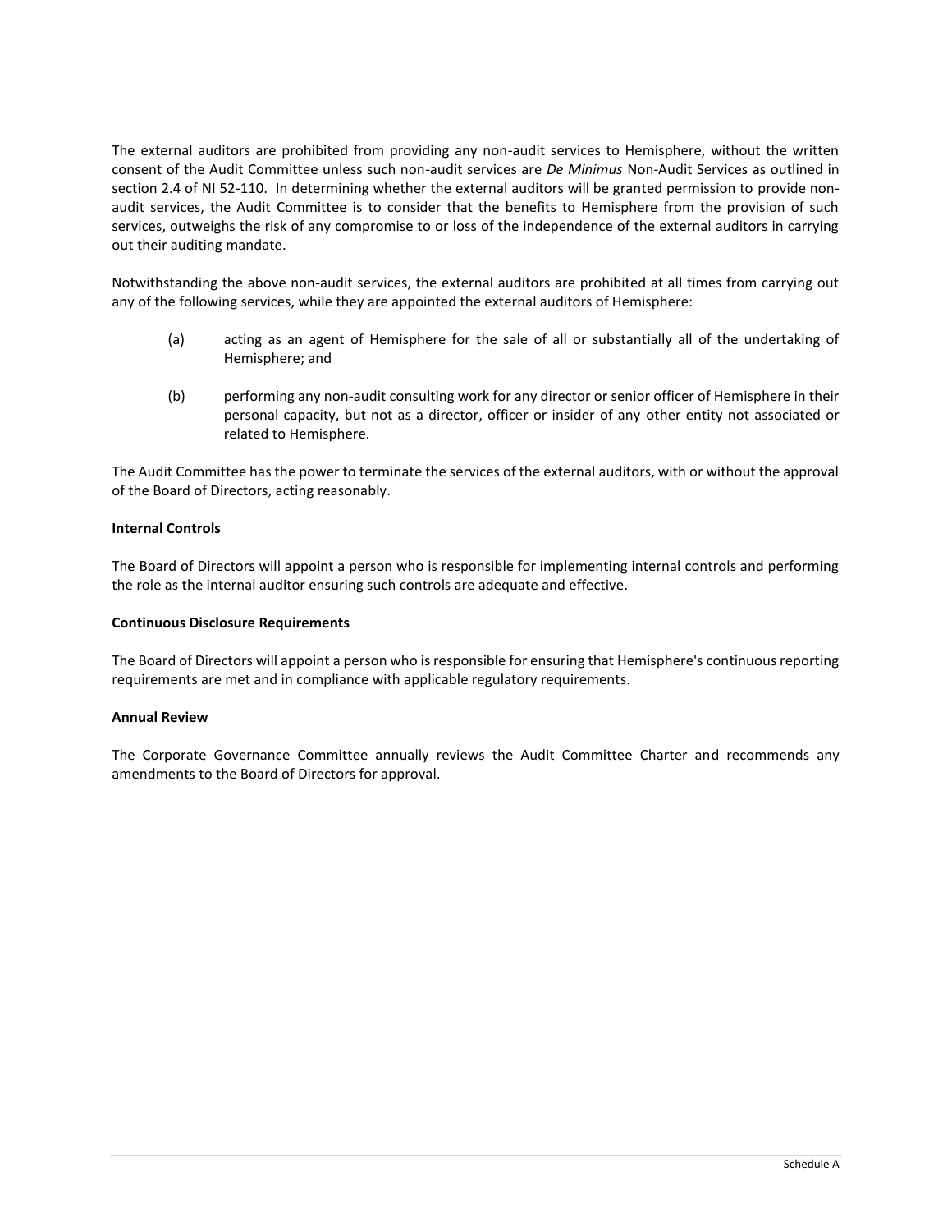The external auditors are prohibited from providing any non-audit services to Hemisphere, without the written consent of the Audit Committee unless such non-audit services are *De Minimus* Non-Audit Services as outlined in section 2.4 of NI 52-110. In determining whether the external auditors will be granted permission to provide non-audit services, the Audit Committee is to consider that the benefits to Hemisphere from the provision of such services, outweighs the risk of any compromise to or loss of the independence of the external auditors in carrying out their auditing mandate.

Notwithstanding the above non-audit services, the external auditors are prohibited at all times from carrying out any of the following services, while they are appointed the external auditors of Hemisphere:

(a) acting as an agent of Hemisphere for the sale of all or substantially all of the undertaking of Hemisphere; and

(b) performing any non-audit consulting work for any director or senior officer of Hemisphere in their personal capacity, but not as a director, officer or insider of any other entity not associated or related to Hemisphere.

The Audit Committee has the power to terminate the services of the external auditors, with or without the approval of the Board of Directors, acting reasonably.

**Internal Controls**

The Board of Directors will appoint a person who is responsible for implementing internal controls and performing the role as the internal auditor ensuring such controls are adequate and effective.

**Continuous Disclosure Requirements**

The Board of Directors will appoint a person who is responsible for ensuring that Hemisphere's continuous reporting requirements are met and in compliance with applicable regulatory requirements.

**Annual Review**

The Corporate Governance Committee annually reviews the Audit Committee Charter and recommends any amendments to the Board of Directors for approval.